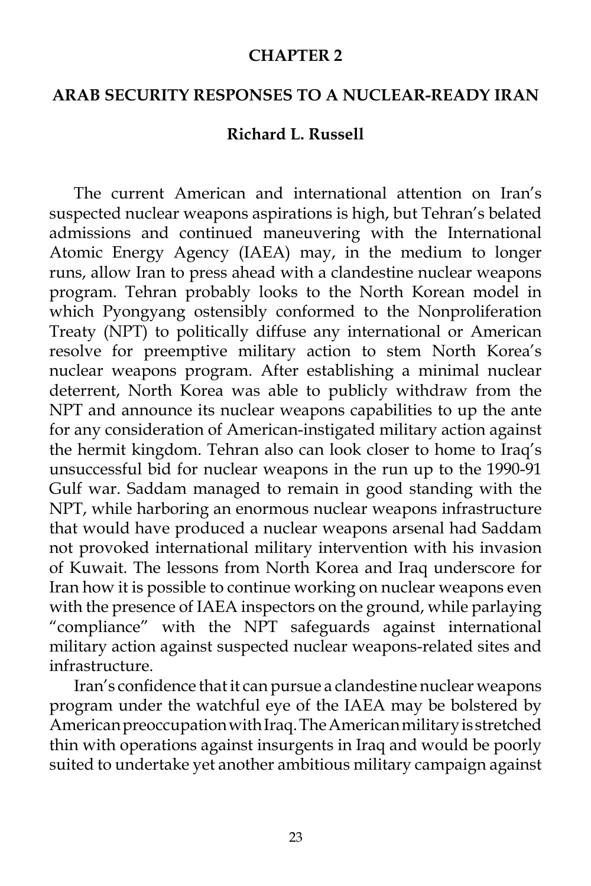# CHAPTER 2

## ARAB SECURITY RESPONSES TO A NUCLEAR-READY IRAN

**Richard L. Russell**

The current American and international attention on Iran's suspected nuclear weapons aspirations is high, but Tehran's belated admissions and continued maneuvering with the International Atomic Energy Agency (IAEA) may, in the medium to longer runs, allow Iran to press ahead with a clandestine nuclear weapons program. Tehran probably looks to the North Korean model in which Pyongyang ostensibly conformed to the Nonproliferation Treaty (NPT) to politically diffuse any international or American resolve for preemptive military action to stem North Korea's nuclear weapons program. After establishing a minimal nuclear deterrent, North Korea was able to publicly withdraw from the NPT and announce its nuclear weapons capabilities to up the ante for any consideration of American-instigated military action against the hermit kingdom. Tehran also can look closer to home to Iraq's unsuccessful bid for nuclear weapons in the run up to the 1990-91 Gulf war. Saddam managed to remain in good standing with the NPT, while harboring an enormous nuclear weapons infrastructure that would have produced a nuclear weapons arsenal had Saddam not provoked international military intervention with his invasion of Kuwait. The lessons from North Korea and Iraq underscore for Iran how it is possible to continue working on nuclear weapons even with the presence of IAEA inspectors on the ground, while parlaying "compliance" with the NPT safeguards against international military action against suspected nuclear weapons-related sites and infrastructure.

Iran's confidence that it can pursue a clandestine nuclear weapons program under the watchful eye of the IAEA may be bolstered by American preoccupation with Iraq. The American military is stretched thin with operations against insurgents in Iraq and would be poorly suited to undertake yet another ambitious military campaign against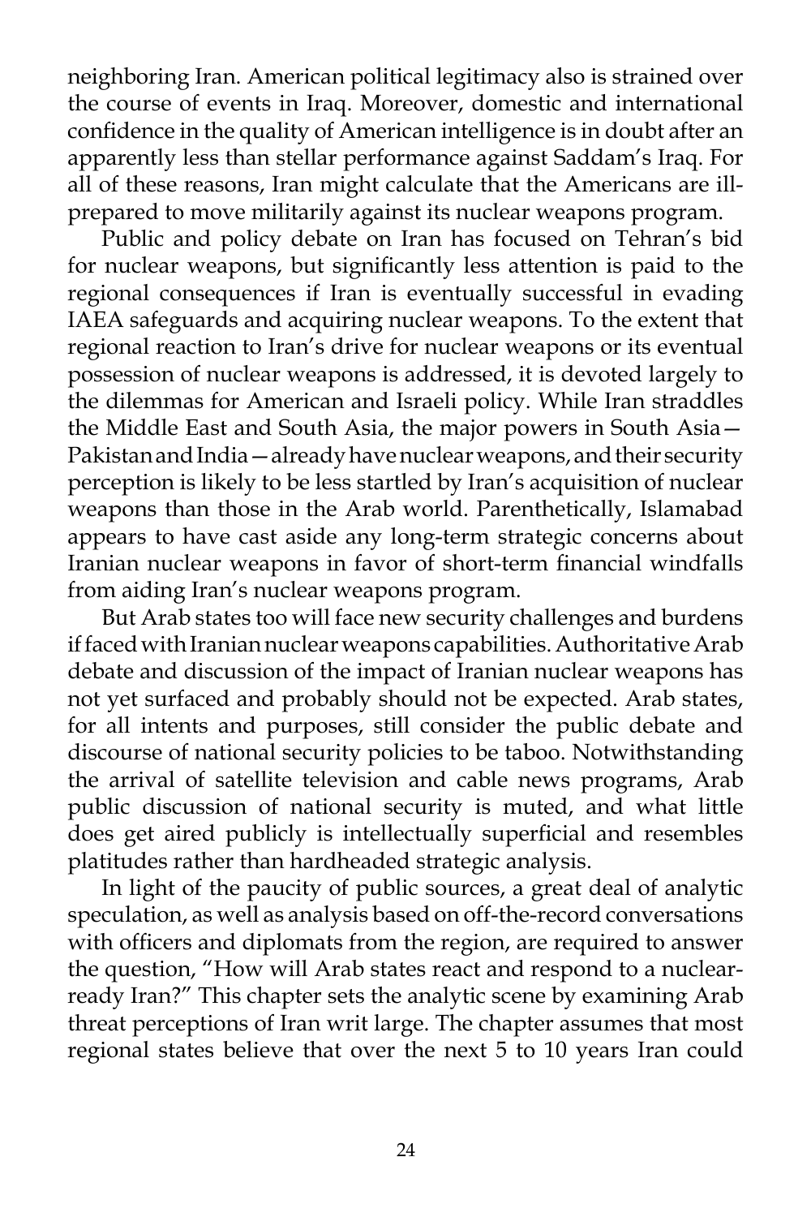neighboring Iran. American political legitimacy also is strained over the course of events in Iraq. Moreover, domestic and international confidence in the quality of American intelligence is in doubt after an apparently less than stellar performance against Saddam's Iraq. For all of these reasons, Iran might calculate that the Americans are ill-prepared to move militarily against its nuclear weapons program.

Public and policy debate on Iran has focused on Tehran's bid for nuclear weapons, but significantly less attention is paid to the regional consequences if Iran is eventually successful in evading IAEA safeguards and acquiring nuclear weapons. To the extent that regional reaction to Iran's drive for nuclear weapons or its eventual possession of nuclear weapons is addressed, it is devoted largely to the dilemmas for American and Israeli policy. While Iran straddles the Middle East and South Asia, the major powers in South Asia—Pakistan and India—already have nuclear weapons, and their security perception is likely to be less startled by Iran's acquisition of nuclear weapons than those in the Arab world. Parenthetically, Islamabad appears to have cast aside any long-term strategic concerns about Iranian nuclear weapons in favor of short-term financial windfalls from aiding Iran's nuclear weapons program.

But Arab states too will face new security challenges and burdens if faced with Iranian nuclear weapons capabilities. Authoritative Arab debate and discussion of the impact of Iranian nuclear weapons has not yet surfaced and probably should not be expected. Arab states, for all intents and purposes, still consider the public debate and discourse of national security policies to be taboo. Notwithstanding the arrival of satellite television and cable news programs, Arab public discussion of national security is muted, and what little does get aired publicly is intellectually superficial and resembles platitudes rather than hardheaded strategic analysis.

In light of the paucity of public sources, a great deal of analytic speculation, as well as analysis based on off-the-record conversations with officers and diplomats from the region, are required to answer the question, "How will Arab states react and respond to a nuclear-ready Iran?" This chapter sets the analytic scene by examining Arab threat perceptions of Iran writ large. The chapter assumes that most regional states believe that over the next 5 to 10 years Iran could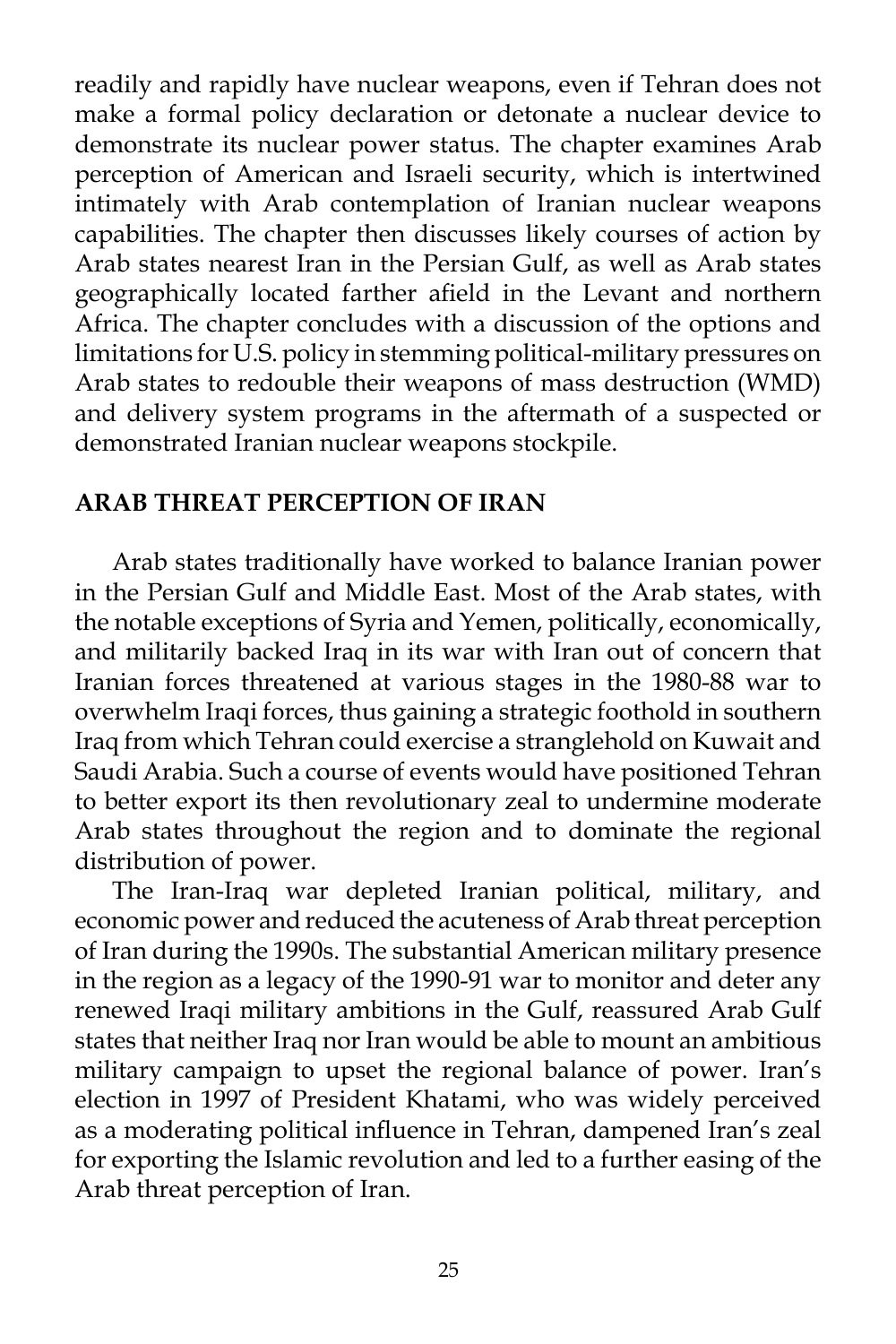readily and rapidly have nuclear weapons, even if Tehran does not make a formal policy declaration or detonate a nuclear device to demonstrate its nuclear power status. The chapter examines Arab perception of American and Israeli security, which is intertwined intimately with Arab contemplation of Iranian nuclear weapons capabilities. The chapter then discusses likely courses of action by Arab states nearest Iran in the Persian Gulf, as well as Arab states geographically located farther afield in the Levant and northern Africa. The chapter concludes with a discussion of the options and limitations for U.S. policy in stemming political-military pressures on Arab states to redouble their weapons of mass destruction (WMD) and delivery system programs in the aftermath of a suspected or demonstrated Iranian nuclear weapons stockpile.

## ARAB THREAT PERCEPTION OF IRAN

Arab states traditionally have worked to balance Iranian power in the Persian Gulf and Middle East. Most of the Arab states, with the notable exceptions of Syria and Yemen, politically, economically, and militarily backed Iraq in its war with Iran out of concern that Iranian forces threatened at various stages in the 1980-88 war to overwhelm Iraqi forces, thus gaining a strategic foothold in southern Iraq from which Tehran could exercise a stranglehold on Kuwait and Saudi Arabia. Such a course of events would have positioned Tehran to better export its then revolutionary zeal to undermine moderate Arab states throughout the region and to dominate the regional distribution of power.

The Iran-Iraq war depleted Iranian political, military, and economic power and reduced the acuteness of Arab threat perception of Iran during the 1990s. The substantial American military presence in the region as a legacy of the 1990-91 war to monitor and deter any renewed Iraqi military ambitions in the Gulf, reassured Arab Gulf states that neither Iraq nor Iran would be able to mount an ambitious military campaign to upset the regional balance of power. Iran's election in 1997 of President Khatami, who was widely perceived as a moderating political influence in Tehran, dampened Iran's zeal for exporting the Islamic revolution and led to a further easing of the Arab threat perception of Iran.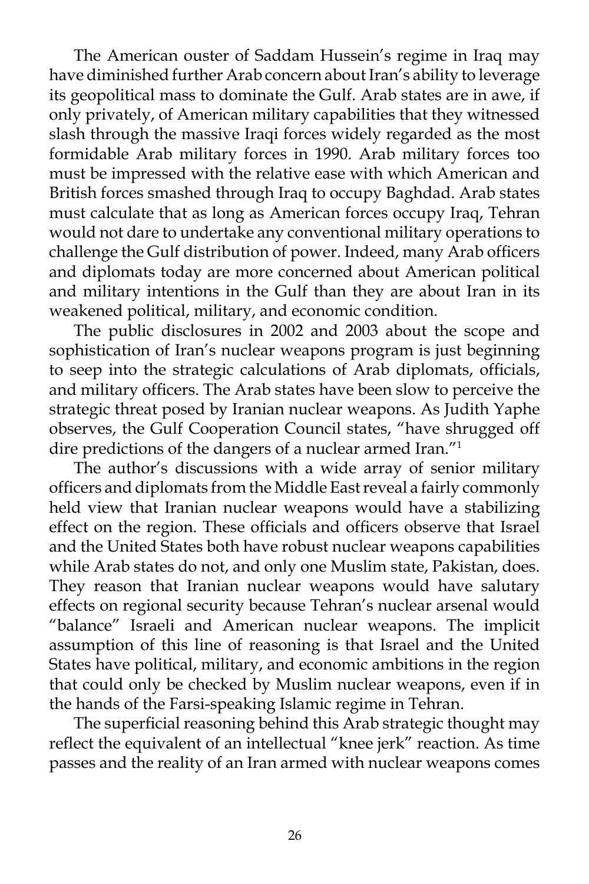The American ouster of Saddam Hussein's regime in Iraq may have diminished further Arab concern about Iran's ability to leverage its geopolitical mass to dominate the Gulf. Arab states are in awe, if only privately, of American military capabilities that they witnessed slash through the massive Iraqi forces widely regarded as the most formidable Arab military forces in 1990. Arab military forces too must be impressed with the relative ease with which American and British forces smashed through Iraq to occupy Baghdad. Arab states must calculate that as long as American forces occupy Iraq, Tehran would not dare to undertake any conventional military operations to challenge the Gulf distribution of power. Indeed, many Arab officers and diplomats today are more concerned about American political and military intentions in the Gulf than they are about Iran in its weakened political, military, and economic condition.

The public disclosures in 2002 and 2003 about the scope and sophistication of Iran's nuclear weapons program is just beginning to seep into the strategic calculations of Arab diplomats, officials, and military officers. The Arab states have been slow to perceive the strategic threat posed by Iranian nuclear weapons. As Judith Yaphe observes, the Gulf Cooperation Council states, "have shrugged off dire predictions of the dangers of a nuclear armed Iran."[1]

The author's discussions with a wide array of senior military officers and diplomats from the Middle East reveal a fairly commonly held view that Iranian nuclear weapons would have a stabilizing effect on the region. These officials and officers observe that Israel and the United States both have robust nuclear weapons capabilities while Arab states do not, and only one Muslim state, Pakistan, does. They reason that Iranian nuclear weapons would have salutary effects on regional security because Tehran's nuclear arsenal would "balance" Israeli and American nuclear weapons. The implicit assumption of this line of reasoning is that Israel and the United States have political, military, and economic ambitions in the region that could only be checked by Muslim nuclear weapons, even if in the hands of the Farsi-speaking Islamic regime in Tehran.

The superficial reasoning behind this Arab strategic thought may reflect the equivalent of an intellectual "knee jerk" reaction. As time passes and the reality of an Iran armed with nuclear weapons comes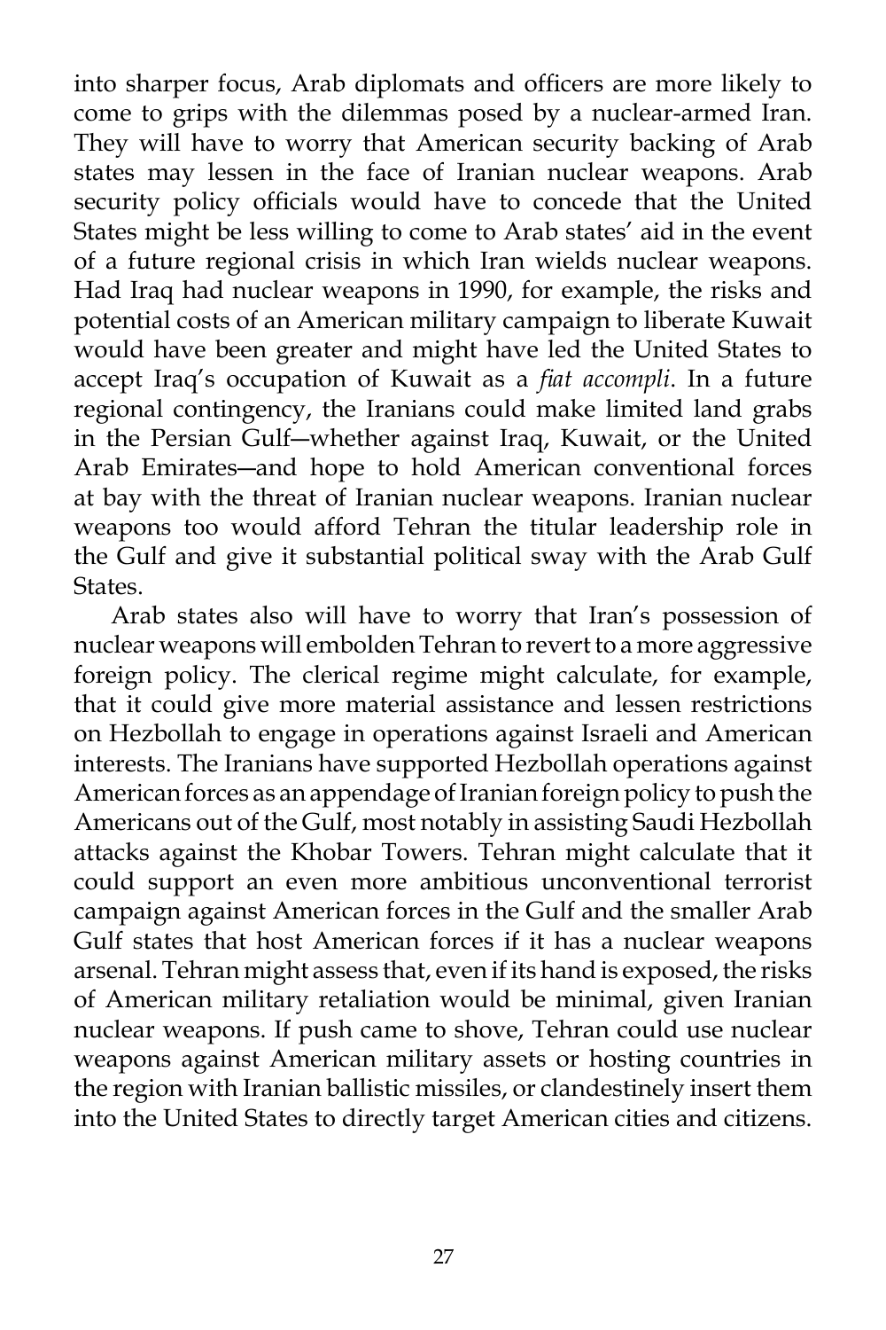into sharper focus, Arab diplomats and officers are more likely to come to grips with the dilemmas posed by a nuclear-armed Iran. They will have to worry that American security backing of Arab states may lessen in the face of Iranian nuclear weapons. Arab security policy officials would have to concede that the United States might be less willing to come to Arab states' aid in the event of a future regional crisis in which Iran wields nuclear weapons. Had Iraq had nuclear weapons in 1990, for example, the risks and potential costs of an American military campaign to liberate Kuwait would have been greater and might have led the United States to accept Iraq's occupation of Kuwait as a *fiat accompli*. In a future regional contingency, the Iranians could make limited land grabs in the Persian Gulf—whether against Iraq, Kuwait, or the United Arab Emirates—and hope to hold American conventional forces at bay with the threat of Iranian nuclear weapons. Iranian nuclear weapons too would afford Tehran the titular leadership role in the Gulf and give it substantial political sway with the Arab Gulf States.

Arab states also will have to worry that Iran's possession of nuclear weapons will embolden Tehran to revert to a more aggressive foreign policy. The clerical regime might calculate, for example, that it could give more material assistance and lessen restrictions on Hezbollah to engage in operations against Israeli and American interests. The Iranians have supported Hezbollah operations against American forces as an appendage of Iranian foreign policy to push the Americans out of the Gulf, most notably in assisting Saudi Hezbollah attacks against the Khobar Towers. Tehran might calculate that it could support an even more ambitious unconventional terrorist campaign against American forces in the Gulf and the smaller Arab Gulf states that host American forces if it has a nuclear weapons arsenal. Tehran might assess that, even if its hand is exposed, the risks of American military retaliation would be minimal, given Iranian nuclear weapons. If push came to shove, Tehran could use nuclear weapons against American military assets or hosting countries in the region with Iranian ballistic missiles, or clandestinely insert them into the United States to directly target American cities and citizens.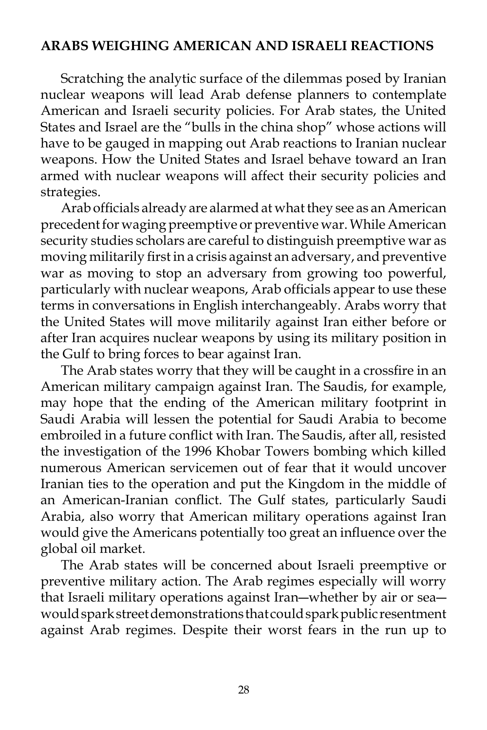## ARABS WEIGHING AMERICAN AND ISRAELI REACTIONS

Scratching the analytic surface of the dilemmas posed by Iranian nuclear weapons will lead Arab defense planners to contemplate American and Israeli security policies. For Arab states, the United States and Israel are the "bulls in the china shop" whose actions will have to be gauged in mapping out Arab reactions to Iranian nuclear weapons. How the United States and Israel behave toward an Iran armed with nuclear weapons will affect their security policies and strategies.

Arab officials already are alarmed at what they see as an American precedent for waging preemptive or preventive war. While American security studies scholars are careful to distinguish preemptive war as moving militarily first in a crisis against an adversary, and preventive war as moving to stop an adversary from growing too powerful, particularly with nuclear weapons, Arab officials appear to use these terms in conversations in English interchangeably. Arabs worry that the United States will move militarily against Iran either before or after Iran acquires nuclear weapons by using its military position in the Gulf to bring forces to bear against Iran.

The Arab states worry that they will be caught in a crossfire in an American military campaign against Iran. The Saudis, for example, may hope that the ending of the American military footprint in Saudi Arabia will lessen the potential for Saudi Arabia to become embroiled in a future conflict with Iran. The Saudis, after all, resisted the investigation of the 1996 Khobar Towers bombing which killed numerous American servicemen out of fear that it would uncover Iranian ties to the operation and put the Kingdom in the middle of an American-Iranian conflict. The Gulf states, particularly Saudi Arabia, also worry that American military operations against Iran would give the Americans potentially too great an influence over the global oil market.

The Arab states will be concerned about Israeli preemptive or preventive military action. The Arab regimes especially will worry that Israeli military operations against Iran—whether by air or sea—would spark street demonstrations that could spark public resentment against Arab regimes. Despite their worst fears in the run up to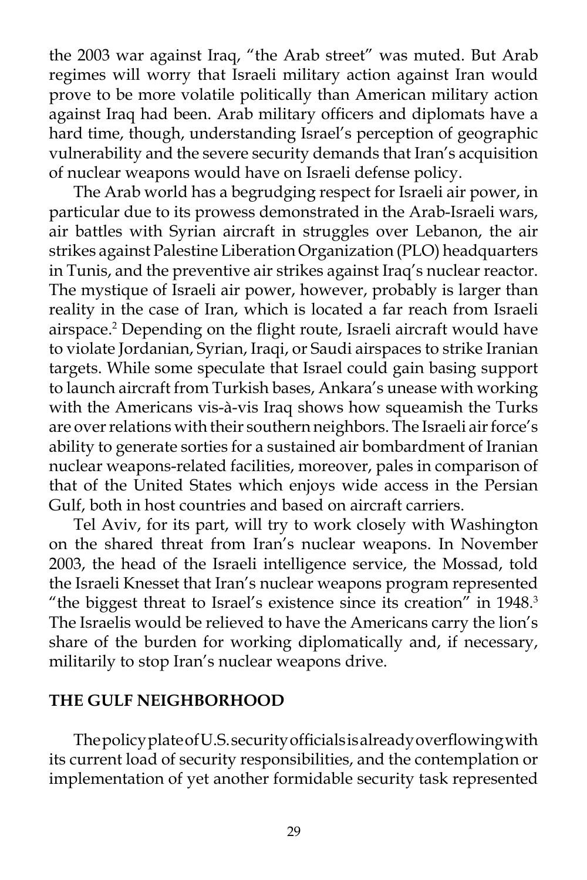the 2003 war against Iraq, "the Arab street" was muted. But Arab regimes will worry that Israeli military action against Iran would prove to be more volatile politically than American military action against Iraq had been. Arab military officers and diplomats have a hard time, though, understanding Israel's perception of geographic vulnerability and the severe security demands that Iran's acquisition of nuclear weapons would have on Israeli defense policy.

The Arab world has a begrudging respect for Israeli air power, in particular due to its prowess demonstrated in the Arab-Israeli wars, air battles with Syrian aircraft in struggles over Lebanon, the air strikes against Palestine Liberation Organization (PLO) headquarters in Tunis, and the preventive air strikes against Iraq's nuclear reactor. The mystique of Israeli air power, however, probably is larger than reality in the case of Iran, which is located a far reach from Israeli airspace.[2] Depending on the flight route, Israeli aircraft would have to violate Jordanian, Syrian, Iraqi, or Saudi airspaces to strike Iranian targets. While some speculate that Israel could gain basing support to launch aircraft from Turkish bases, Ankara's unease with working with the Americans vis-à-vis Iraq shows how squeamish the Turks are over relations with their southern neighbors. The Israeli air force's ability to generate sorties for a sustained air bombardment of Iranian nuclear weapons-related facilities, moreover, pales in comparison of that of the United States which enjoys wide access in the Persian Gulf, both in host countries and based on aircraft carriers.

Tel Aviv, for its part, will try to work closely with Washington on the shared threat from Iran's nuclear weapons. In November 2003, the head of the Israeli intelligence service, the Mossad, told the Israeli Knesset that Iran's nuclear weapons program represented "the biggest threat to Israel's existence since its creation" in 1948.[3] The Israelis would be relieved to have the Americans carry the lion's share of the burden for working diplomatically and, if necessary, militarily to stop Iran's nuclear weapons drive.

## THE GULF NEIGHBORHOOD

The policy plate of U.S. security officials is already overflowing with its current load of security responsibilities, and the contemplation or implementation of yet another formidable security task represented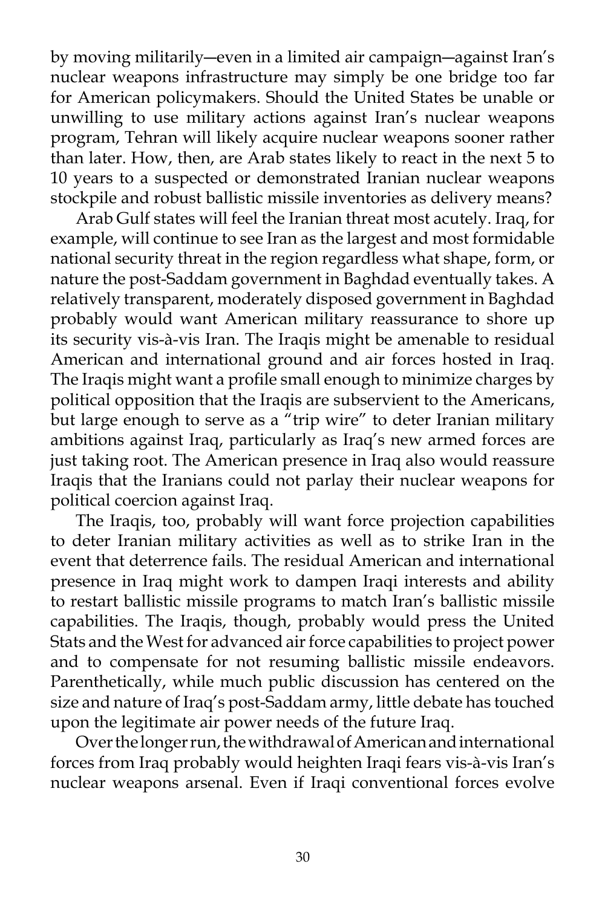by moving militarily—even in a limited air campaign—against Iran's nuclear weapons infrastructure may simply be one bridge too far for American policymakers. Should the United States be unable or unwilling to use military actions against Iran's nuclear weapons program, Tehran will likely acquire nuclear weapons sooner rather than later. How, then, are Arab states likely to react in the next 5 to 10 years to a suspected or demonstrated Iranian nuclear weapons stockpile and robust ballistic missile inventories as delivery means?

Arab Gulf states will feel the Iranian threat most acutely. Iraq, for example, will continue to see Iran as the largest and most formidable national security threat in the region regardless what shape, form, or nature the post-Saddam government in Baghdad eventually takes. A relatively transparent, moderately disposed government in Baghdad probably would want American military reassurance to shore up its security vis-à-vis Iran. The Iraqis might be amenable to residual American and international ground and air forces hosted in Iraq. The Iraqis might want a profile small enough to minimize charges by political opposition that the Iraqis are subservient to the Americans, but large enough to serve as a "trip wire" to deter Iranian military ambitions against Iraq, particularly as Iraq's new armed forces are just taking root. The American presence in Iraq also would reassure Iraqis that the Iranians could not parlay their nuclear weapons for political coercion against Iraq.

The Iraqis, too, probably will want force projection capabilities to deter Iranian military activities as well as to strike Iran in the event that deterrence fails. The residual American and international presence in Iraq might work to dampen Iraqi interests and ability to restart ballistic missile programs to match Iran's ballistic missile capabilities. The Iraqis, though, probably would press the United Stats and the West for advanced air force capabilities to project power and to compensate for not resuming ballistic missile endeavors. Parenthetically, while much public discussion has centered on the size and nature of Iraq's post-Saddam army, little debate has touched upon the legitimate air power needs of the future Iraq.

Over the longer run, the withdrawal of American and international forces from Iraq probably would heighten Iraqi fears vis-à-vis Iran's nuclear weapons arsenal. Even if Iraqi conventional forces evolve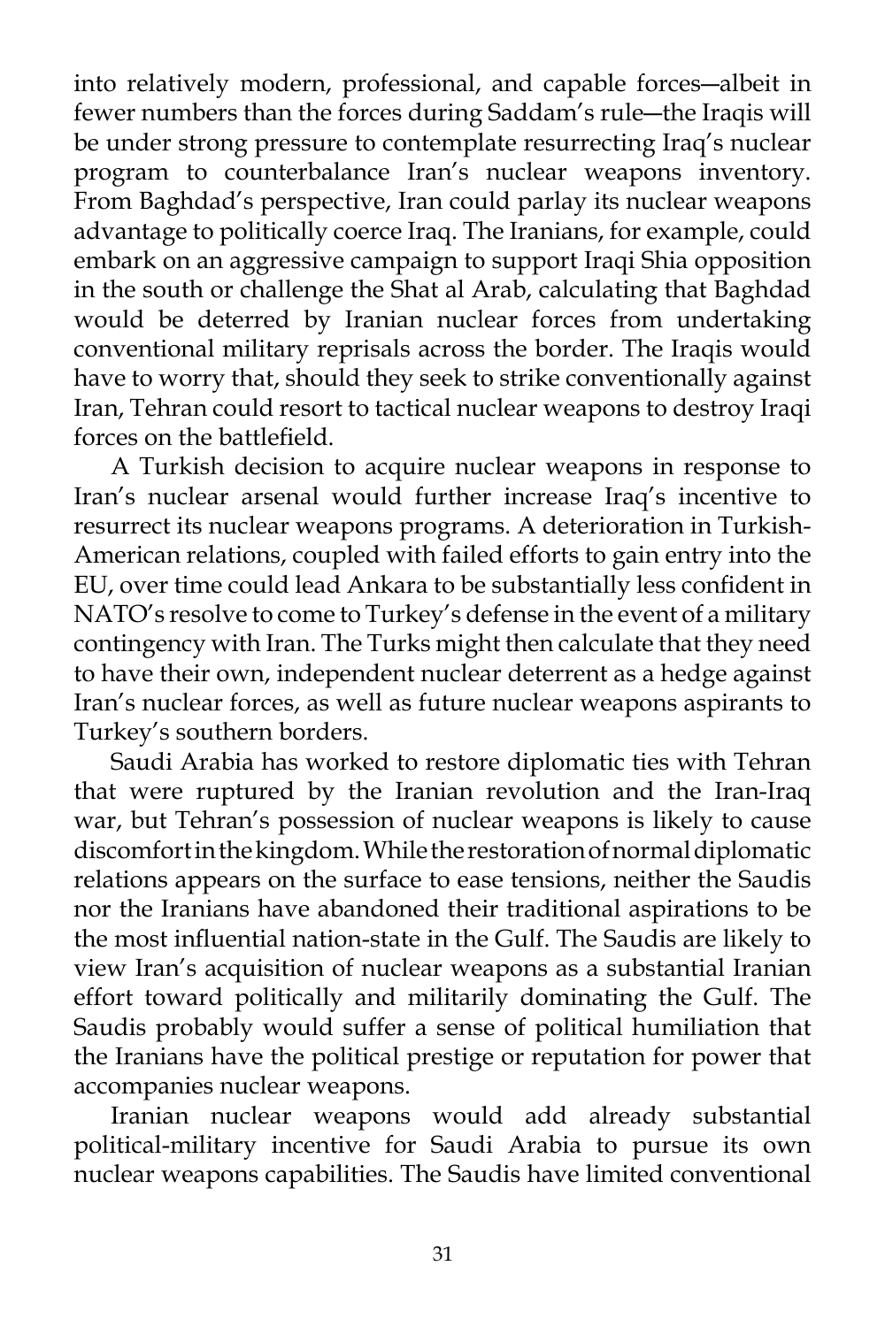into relatively modern, professional, and capable forces—albeit in fewer numbers than the forces during Saddam's rule—the Iraqis will be under strong pressure to contemplate resurrecting Iraq's nuclear program to counterbalance Iran's nuclear weapons inventory. From Baghdad's perspective, Iran could parlay its nuclear weapons advantage to politically coerce Iraq. The Iranians, for example, could embark on an aggressive campaign to support Iraqi Shia opposition in the south or challenge the Shat al Arab, calculating that Baghdad would be deterred by Iranian nuclear forces from undertaking conventional military reprisals across the border. The Iraqis would have to worry that, should they seek to strike conventionally against Iran, Tehran could resort to tactical nuclear weapons to destroy Iraqi forces on the battlefield.

A Turkish decision to acquire nuclear weapons in response to Iran's nuclear arsenal would further increase Iraq's incentive to resurrect its nuclear weapons programs. A deterioration in Turkish-American relations, coupled with failed efforts to gain entry into the EU, over time could lead Ankara to be substantially less confident in NATO's resolve to come to Turkey's defense in the event of a military contingency with Iran. The Turks might then calculate that they need to have their own, independent nuclear deterrent as a hedge against Iran's nuclear forces, as well as future nuclear weapons aspirants to Turkey's southern borders.

Saudi Arabia has worked to restore diplomatic ties with Tehran that were ruptured by the Iranian revolution and the Iran-Iraq war, but Tehran's possession of nuclear weapons is likely to cause discomfort in the kingdom. While the restoration of normal diplomatic relations appears on the surface to ease tensions, neither the Saudis nor the Iranians have abandoned their traditional aspirations to be the most influential nation-state in the Gulf. The Saudis are likely to view Iran's acquisition of nuclear weapons as a substantial Iranian effort toward politically and militarily dominating the Gulf. The Saudis probably would suffer a sense of political humiliation that the Iranians have the political prestige or reputation for power that accompanies nuclear weapons.

Iranian nuclear weapons would add already substantial political-military incentive for Saudi Arabia to pursue its own nuclear weapons capabilities. The Saudis have limited conventional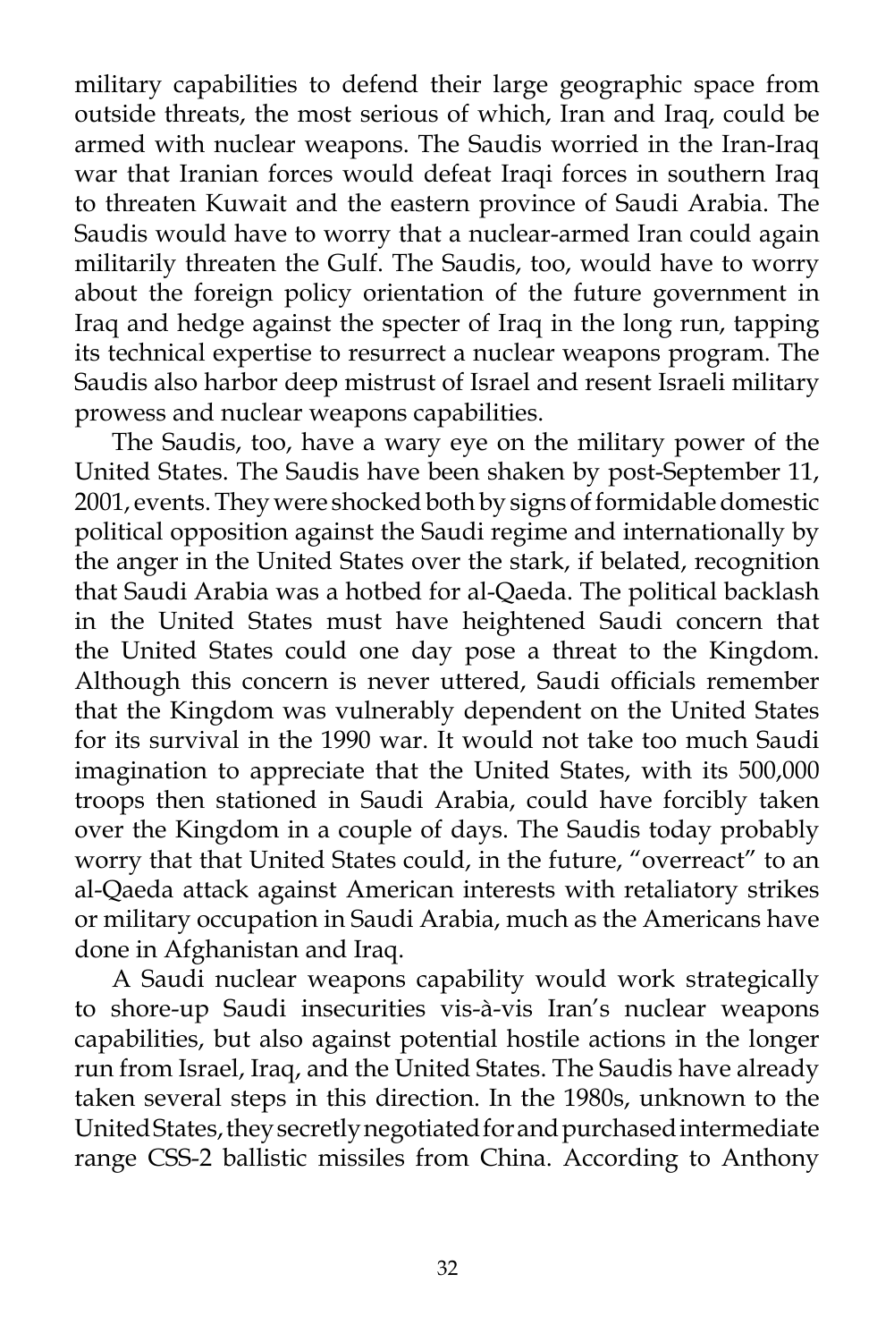military capabilities to defend their large geographic space from outside threats, the most serious of which, Iran and Iraq, could be armed with nuclear weapons. The Saudis worried in the Iran-Iraq war that Iranian forces would defeat Iraqi forces in southern Iraq to threaten Kuwait and the eastern province of Saudi Arabia. The Saudis would have to worry that a nuclear-armed Iran could again militarily threaten the Gulf. The Saudis, too, would have to worry about the foreign policy orientation of the future government in Iraq and hedge against the specter of Iraq in the long run, tapping its technical expertise to resurrect a nuclear weapons program. The Saudis also harbor deep mistrust of Israel and resent Israeli military prowess and nuclear weapons capabilities.

The Saudis, too, have a wary eye on the military power of the United States. The Saudis have been shaken by post-September 11, 2001, events. They were shocked both by signs of formidable domestic political opposition against the Saudi regime and internationally by the anger in the United States over the stark, if belated, recognition that Saudi Arabia was a hotbed for al-Qaeda. The political backlash in the United States must have heightened Saudi concern that the United States could one day pose a threat to the Kingdom. Although this concern is never uttered, Saudi officials remember that the Kingdom was vulnerably dependent on the United States for its survival in the 1990 war. It would not take too much Saudi imagination to appreciate that the United States, with its 500,000 troops then stationed in Saudi Arabia, could have forcibly taken over the Kingdom in a couple of days. The Saudis today probably worry that that United States could, in the future, "overreact" to an al-Qaeda attack against American interests with retaliatory strikes or military occupation in Saudi Arabia, much as the Americans have done in Afghanistan and Iraq.

A Saudi nuclear weapons capability would work strategically to shore-up Saudi insecurities vis-à-vis Iran's nuclear weapons capabilities, but also against potential hostile actions in the longer run from Israel, Iraq, and the United States. The Saudis have already taken several steps in this direction. In the 1980s, unknown to the United States, they secretly negotiated for and purchased intermediate range CSS-2 ballistic missiles from China. According to Anthony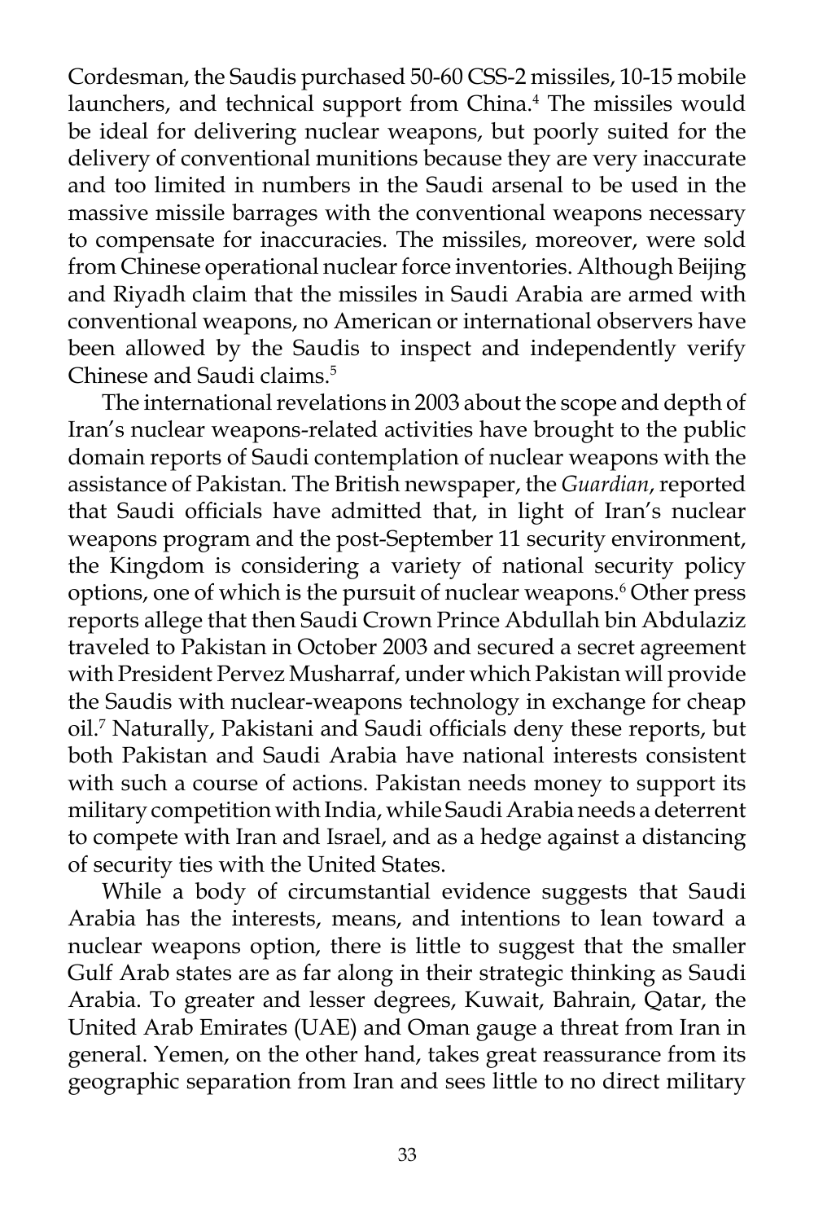Cordesman, the Saudis purchased 50-60 CSS-2 missiles, 10-15 mobile launchers, and technical support from China.[4] The missiles would be ideal for delivering nuclear weapons, but poorly suited for the delivery of conventional munitions because they are very inaccurate and too limited in numbers in the Saudi arsenal to be used in the massive missile barrages with the conventional weapons necessary to compensate for inaccuracies. The missiles, moreover, were sold from Chinese operational nuclear force inventories. Although Beijing and Riyadh claim that the missiles in Saudi Arabia are armed with conventional weapons, no American or international observers have been allowed by the Saudis to inspect and independently verify Chinese and Saudi claims.[5]

The international revelations in 2003 about the scope and depth of Iran's nuclear weapons-related activities have brought to the public domain reports of Saudi contemplation of nuclear weapons with the assistance of Pakistan. The British newspaper, the *Guardian*, reported that Saudi officials have admitted that, in light of Iran's nuclear weapons program and the post-September 11 security environment, the Kingdom is considering a variety of national security policy options, one of which is the pursuit of nuclear weapons.[6] Other press reports allege that then Saudi Crown Prince Abdullah bin Abdulaziz traveled to Pakistan in October 2003 and secured a secret agreement with President Pervez Musharraf, under which Pakistan will provide the Saudis with nuclear-weapons technology in exchange for cheap oil.[7] Naturally, Pakistani and Saudi officials deny these reports, but both Pakistan and Saudi Arabia have national interests consistent with such a course of actions. Pakistan needs money to support its military competition with India, while Saudi Arabia needs a deterrent to compete with Iran and Israel, and as a hedge against a distancing of security ties with the United States.

While a body of circumstantial evidence suggests that Saudi Arabia has the interests, means, and intentions to lean toward a nuclear weapons option, there is little to suggest that the smaller Gulf Arab states are as far along in their strategic thinking as Saudi Arabia. To greater and lesser degrees, Kuwait, Bahrain, Qatar, the United Arab Emirates (UAE) and Oman gauge a threat from Iran in general. Yemen, on the other hand, takes great reassurance from its geographic separation from Iran and sees little to no direct military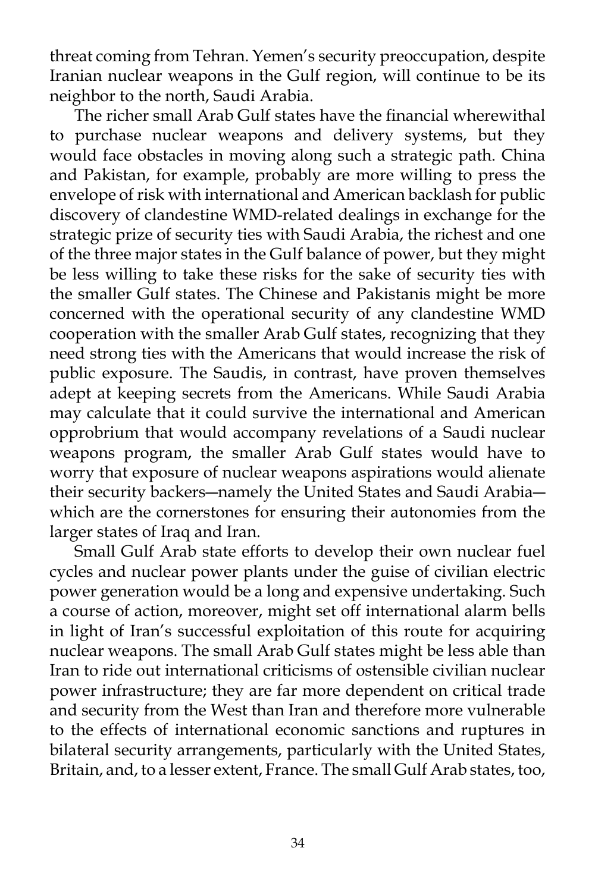threat coming from Tehran. Yemen's security preoccupation, despite Iranian nuclear weapons in the Gulf region, will continue to be its neighbor to the north, Saudi Arabia.

The richer small Arab Gulf states have the financial wherewithal to purchase nuclear weapons and delivery systems, but they would face obstacles in moving along such a strategic path. China and Pakistan, for example, probably are more willing to press the envelope of risk with international and American backlash for public discovery of clandestine WMD-related dealings in exchange for the strategic prize of security ties with Saudi Arabia, the richest and one of the three major states in the Gulf balance of power, but they might be less willing to take these risks for the sake of security ties with the smaller Gulf states. The Chinese and Pakistanis might be more concerned with the operational security of any clandestine WMD cooperation with the smaller Arab Gulf states, recognizing that they need strong ties with the Americans that would increase the risk of public exposure. The Saudis, in contrast, have proven themselves adept at keeping secrets from the Americans. While Saudi Arabia may calculate that it could survive the international and American opprobrium that would accompany revelations of a Saudi nuclear weapons program, the smaller Arab Gulf states would have to worry that exposure of nuclear weapons aspirations would alienate their security backers—namely the United States and Saudi Arabia—which are the cornerstones for ensuring their autonomies from the larger states of Iraq and Iran.

Small Gulf Arab state efforts to develop their own nuclear fuel cycles and nuclear power plants under the guise of civilian electric power generation would be a long and expensive undertaking. Such a course of action, moreover, might set off international alarm bells in light of Iran's successful exploitation of this route for acquiring nuclear weapons. The small Arab Gulf states might be less able than Iran to ride out international criticisms of ostensible civilian nuclear power infrastructure; they are far more dependent on critical trade and security from the West than Iran and therefore more vulnerable to the effects of international economic sanctions and ruptures in bilateral security arrangements, particularly with the United States, Britain, and, to a lesser extent, France. The small Gulf Arab states, too,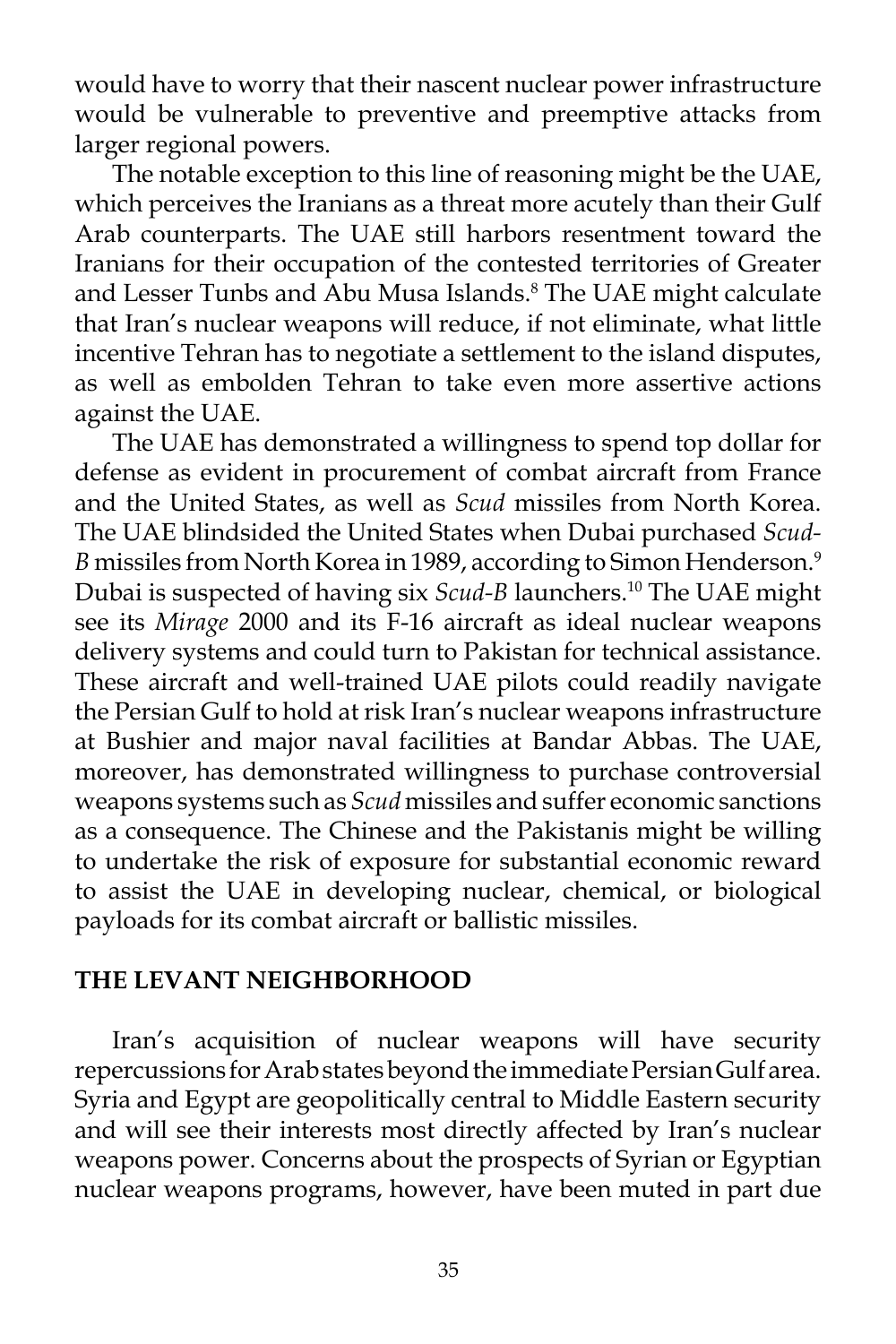would have to worry that their nascent nuclear power infrastructure would be vulnerable to preventive and preemptive attacks from larger regional powers.

The notable exception to this line of reasoning might be the UAE, which perceives the Iranians as a threat more acutely than their Gulf Arab counterparts. The UAE still harbors resentment toward the Iranians for their occupation of the contested territories of Greater and Lesser Tunbs and Abu Musa Islands.[8] The UAE might calculate that Iran's nuclear weapons will reduce, if not eliminate, what little incentive Tehran has to negotiate a settlement to the island disputes, as well as embolden Tehran to take even more assertive actions against the UAE.

The UAE has demonstrated a willingness to spend top dollar for defense as evident in procurement of combat aircraft from France and the United States, as well as *Scud* missiles from North Korea. The UAE blindsided the United States when Dubai purchased *Scud-B* missiles from North Korea in 1989, according to Simon Henderson.[9] Dubai is suspected of having six *Scud-B* launchers.[10] The UAE might see its *Mirage* 2000 and its F-16 aircraft as ideal nuclear weapons delivery systems and could turn to Pakistan for technical assistance. These aircraft and well-trained UAE pilots could readily navigate the Persian Gulf to hold at risk Iran's nuclear weapons infrastructure at Bushier and major naval facilities at Bandar Abbas. The UAE, moreover, has demonstrated willingness to purchase controversial weapons systems such as *Scud* missiles and suffer economic sanctions as a consequence. The Chinese and the Pakistanis might be willing to undertake the risk of exposure for substantial economic reward to assist the UAE in developing nuclear, chemical, or biological payloads for its combat aircraft or ballistic missiles.

## THE LEVANT NEIGHBORHOOD

Iran's acquisition of nuclear weapons will have security repercussions for Arab states beyond the immediate Persian Gulf area. Syria and Egypt are geopolitically central to Middle Eastern security and will see their interests most directly affected by Iran's nuclear weapons power. Concerns about the prospects of Syrian or Egyptian nuclear weapons programs, however, have been muted in part due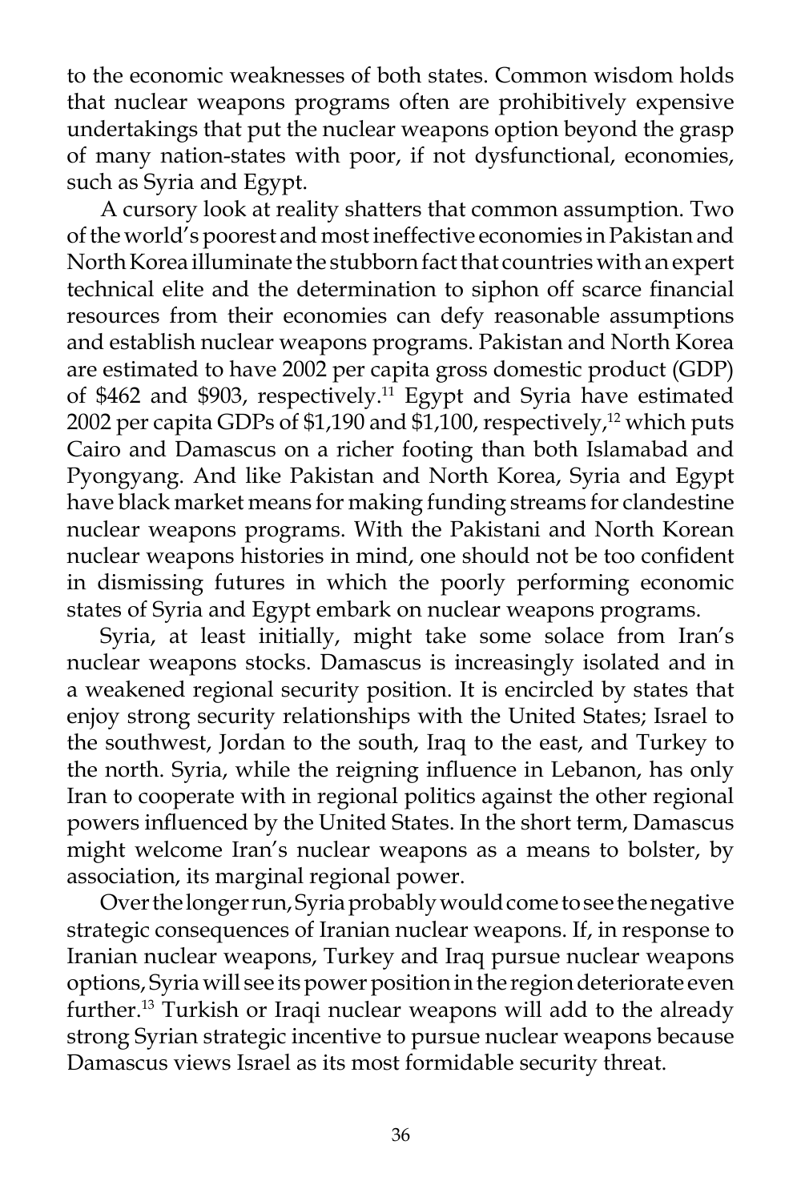to the economic weaknesses of both states. Common wisdom holds that nuclear weapons programs often are prohibitively expensive undertakings that put the nuclear weapons option beyond the grasp of many nation-states with poor, if not dysfunctional, economies, such as Syria and Egypt.

A cursory look at reality shatters that common assumption. Two of the world's poorest and most ineffective economies in Pakistan and North Korea illuminate the stubborn fact that countries with an expert technical elite and the determination to siphon off scarce financial resources from their economies can defy reasonable assumptions and establish nuclear weapons programs. Pakistan and North Korea are estimated to have 2002 per capita gross domestic product (GDP) of $462 and $903, respectively.[11] Egypt and Syria have estimated 2002 per capita GDPs of $1,190 and $1,100, respectively,[12] which puts Cairo and Damascus on a richer footing than both Islamabad and Pyongyang. And like Pakistan and North Korea, Syria and Egypt have black market means for making funding streams for clandestine nuclear weapons programs. With the Pakistani and North Korean nuclear weapons histories in mind, one should not be too confident in dismissing futures in which the poorly performing economic states of Syria and Egypt embark on nuclear weapons programs.

Syria, at least initially, might take some solace from Iran's nuclear weapons stocks. Damascus is increasingly isolated and in a weakened regional security position. It is encircled by states that enjoy strong security relationships with the United States; Israel to the southwest, Jordan to the south, Iraq to the east, and Turkey to the north. Syria, while the reigning influence in Lebanon, has only Iran to cooperate with in regional politics against the other regional powers influenced by the United States. In the short term, Damascus might welcome Iran's nuclear weapons as a means to bolster, by association, its marginal regional power.

Over the longer run, Syria probably would come to see the negative strategic consequences of Iranian nuclear weapons. If, in response to Iranian nuclear weapons, Turkey and Iraq pursue nuclear weapons options, Syria will see its power position in the region deteriorate even further.[13] Turkish or Iraqi nuclear weapons will add to the already strong Syrian strategic incentive to pursue nuclear weapons because Damascus views Israel as its most formidable security threat.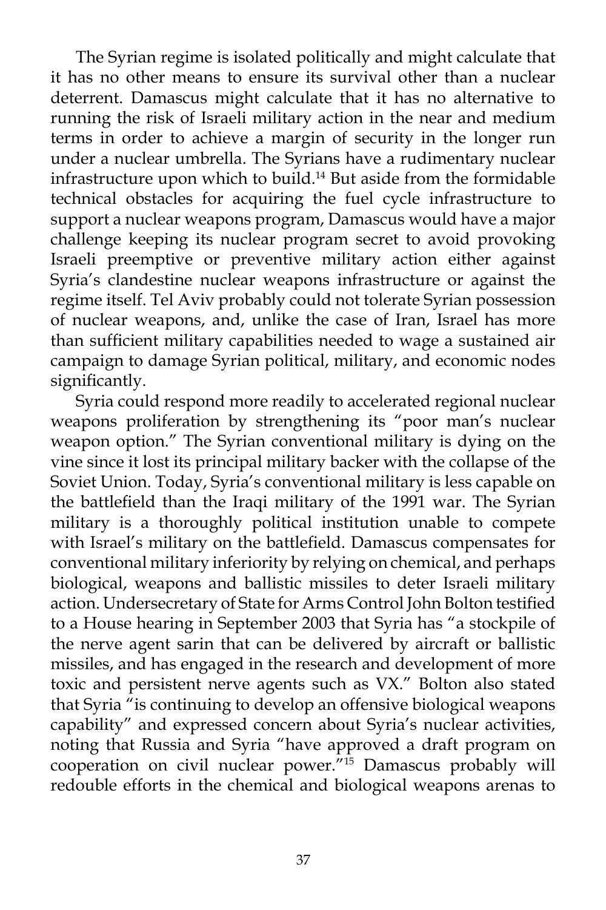The Syrian regime is isolated politically and might calculate that it has no other means to ensure its survival other than a nuclear deterrent. Damascus might calculate that it has no alternative to running the risk of Israeli military action in the near and medium terms in order to achieve a margin of security in the longer run under a nuclear umbrella. The Syrians have a rudimentary nuclear infrastructure upon which to build.[14] But aside from the formidable technical obstacles for acquiring the fuel cycle infrastructure to support a nuclear weapons program, Damascus would have a major challenge keeping its nuclear program secret to avoid provoking Israeli preemptive or preventive military action either against Syria's clandestine nuclear weapons infrastructure or against the regime itself. Tel Aviv probably could not tolerate Syrian possession of nuclear weapons, and, unlike the case of Iran, Israel has more than sufficient military capabilities needed to wage a sustained air campaign to damage Syrian political, military, and economic nodes significantly.

Syria could respond more readily to accelerated regional nuclear weapons proliferation by strengthening its "poor man's nuclear weapon option." The Syrian conventional military is dying on the vine since it lost its principal military backer with the collapse of the Soviet Union. Today, Syria's conventional military is less capable on the battlefield than the Iraqi military of the 1991 war. The Syrian military is a thoroughly political institution unable to compete with Israel's military on the battlefield. Damascus compensates for conventional military inferiority by relying on chemical, and perhaps biological, weapons and ballistic missiles to deter Israeli military action. Undersecretary of State for Arms Control John Bolton testified to a House hearing in September 2003 that Syria has "a stockpile of the nerve agent sarin that can be delivered by aircraft or ballistic missiles, and has engaged in the research and development of more toxic and persistent nerve agents such as VX." Bolton also stated that Syria "is continuing to develop an offensive biological weapons capability" and expressed concern about Syria's nuclear activities, noting that Russia and Syria "have approved a draft program on cooperation on civil nuclear power."[15] Damascus probably will redouble efforts in the chemical and biological weapons arenas to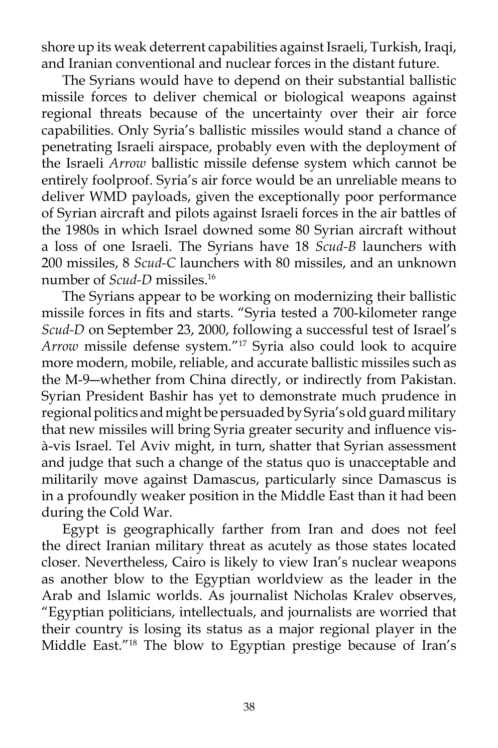shore up its weak deterrent capabilities against Israeli, Turkish, Iraqi, and Iranian conventional and nuclear forces in the distant future.

The Syrians would have to depend on their substantial ballistic missile forces to deliver chemical or biological weapons against regional threats because of the uncertainty over their air force capabilities. Only Syria's ballistic missiles would stand a chance of penetrating Israeli airspace, probably even with the deployment of the Israeli *Arrow* ballistic missile defense system which cannot be entirely foolproof. Syria's air force would be an unreliable means to deliver WMD payloads, given the exceptionally poor performance of Syrian aircraft and pilots against Israeli forces in the air battles of the 1980s in which Israel downed some 80 Syrian aircraft without a loss of one Israeli. The Syrians have 18 *Scud-B* launchers with 200 missiles, 8 *Scud-C* launchers with 80 missiles, and an unknown number of *Scud-D* missiles.[16]

The Syrians appear to be working on modernizing their ballistic missile forces in fits and starts. "Syria tested a 700-kilometer range *Scud-D* on September 23, 2000, following a successful test of Israel's *Arrow* missile defense system."[17] Syria also could look to acquire more modern, mobile, reliable, and accurate ballistic missiles such as the M-9—whether from China directly, or indirectly from Pakistan. Syrian President Bashir has yet to demonstrate much prudence in regional politics and might be persuaded by Syria's old guard military that new missiles will bring Syria greater security and influence vis-à-vis Israel. Tel Aviv might, in turn, shatter that Syrian assessment and judge that such a change of the status quo is unacceptable and militarily move against Damascus, particularly since Damascus is in a profoundly weaker position in the Middle East than it had been during the Cold War.

Egypt is geographically farther from Iran and does not feel the direct Iranian military threat as acutely as those states located closer. Nevertheless, Cairo is likely to view Iran's nuclear weapons as another blow to the Egyptian worldview as the leader in the Arab and Islamic worlds. As journalist Nicholas Kralev observes, "Egyptian politicians, intellectuals, and journalists are worried that their country is losing its status as a major regional player in the Middle East."[18] The blow to Egyptian prestige because of Iran's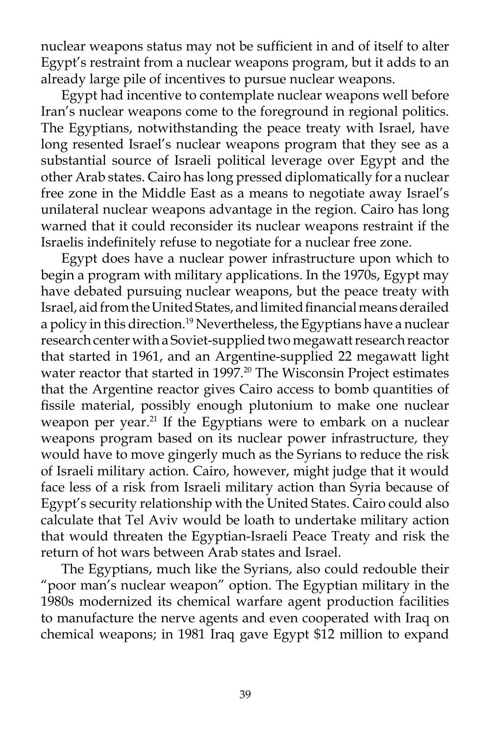nuclear weapons status may not be sufficient in and of itself to alter Egypt's restraint from a nuclear weapons program, but it adds to an already large pile of incentives to pursue nuclear weapons.

Egypt had incentive to contemplate nuclear weapons well before Iran's nuclear weapons come to the foreground in regional politics. The Egyptians, notwithstanding the peace treaty with Israel, have long resented Israel's nuclear weapons program that they see as a substantial source of Israeli political leverage over Egypt and the other Arab states. Cairo has long pressed diplomatically for a nuclear free zone in the Middle East as a means to negotiate away Israel's unilateral nuclear weapons advantage in the region. Cairo has long warned that it could reconsider its nuclear weapons restraint if the Israelis indefinitely refuse to negotiate for a nuclear free zone.

Egypt does have a nuclear power infrastructure upon which to begin a program with military applications. In the 1970s, Egypt may have debated pursuing nuclear weapons, but the peace treaty with Israel, aid from the United States, and limited financial means derailed a policy in this direction.[19] Nevertheless, the Egyptians have a nuclear research center with a Soviet-supplied two megawatt research reactor that started in 1961, and an Argentine-supplied 22 megawatt light water reactor that started in 1997.[20] The Wisconsin Project estimates that the Argentine reactor gives Cairo access to bomb quantities of fissile material, possibly enough plutonium to make one nuclear weapon per year.[21] If the Egyptians were to embark on a nuclear weapons program based on its nuclear power infrastructure, they would have to move gingerly much as the Syrians to reduce the risk of Israeli military action. Cairo, however, might judge that it would face less of a risk from Israeli military action than Syria because of Egypt's security relationship with the United States. Cairo could also calculate that Tel Aviv would be loath to undertake military action that would threaten the Egyptian-Israeli Peace Treaty and risk the return of hot wars between Arab states and Israel.

The Egyptians, much like the Syrians, also could redouble their "poor man's nuclear weapon" option. The Egyptian military in the 1980s modernized its chemical warfare agent production facilities to manufacture the nerve agents and even cooperated with Iraq on chemical weapons; in 1981 Iraq gave Egypt $12 million to expand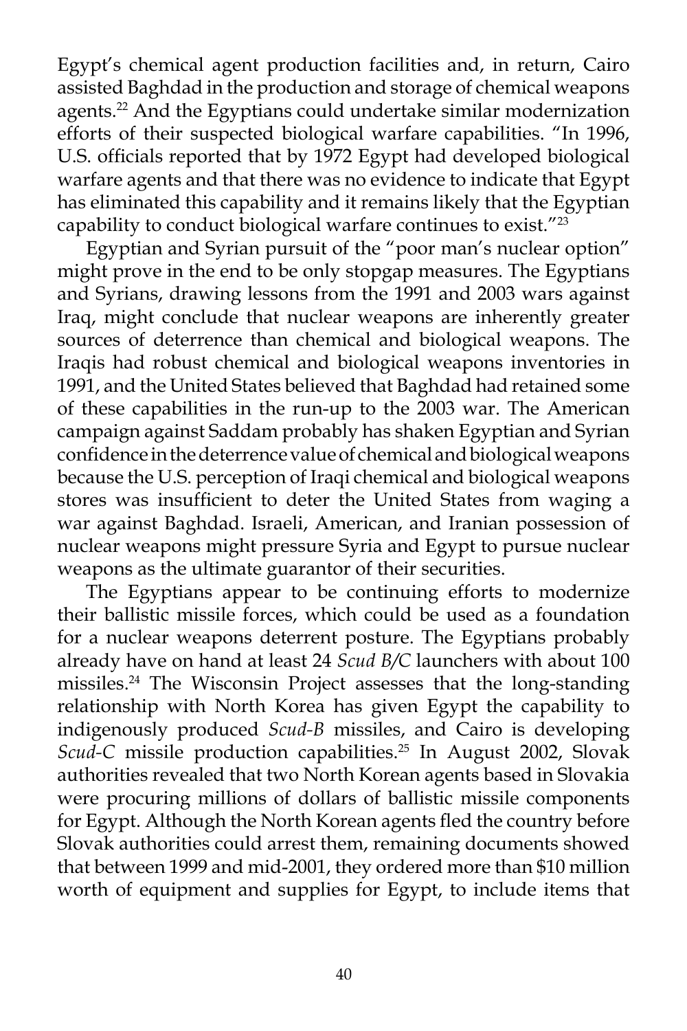Egypt's chemical agent production facilities and, in return, Cairo assisted Baghdad in the production and storage of chemical weapons agents.[22] And the Egyptians could undertake similar modernization efforts of their suspected biological warfare capabilities. "In 1996, U.S. officials reported that by 1972 Egypt had developed biological warfare agents and that there was no evidence to indicate that Egypt has eliminated this capability and it remains likely that the Egyptian capability to conduct biological warfare continues to exist."[23]

Egyptian and Syrian pursuit of the "poor man's nuclear option" might prove in the end to be only stopgap measures. The Egyptians and Syrians, drawing lessons from the 1991 and 2003 wars against Iraq, might conclude that nuclear weapons are inherently greater sources of deterrence than chemical and biological weapons. The Iraqis had robust chemical and biological weapons inventories in 1991, and the United States believed that Baghdad had retained some of these capabilities in the run-up to the 2003 war. The American campaign against Saddam probably has shaken Egyptian and Syrian confidence in the deterrence value of chemical and biological weapons because the U.S. perception of Iraqi chemical and biological weapons stores was insufficient to deter the United States from waging a war against Baghdad. Israeli, American, and Iranian possession of nuclear weapons might pressure Syria and Egypt to pursue nuclear weapons as the ultimate guarantor of their securities.

The Egyptians appear to be continuing efforts to modernize their ballistic missile forces, which could be used as a foundation for a nuclear weapons deterrent posture. The Egyptians probably already have on hand at least 24 *Scud B/C* launchers with about 100 missiles.[24] The Wisconsin Project assesses that the long-standing relationship with North Korea has given Egypt the capability to indigenously produced *Scud-B* missiles, and Cairo is developing *Scud-C* missile production capabilities.[25] In August 2002, Slovak authorities revealed that two North Korean agents based in Slovakia were procuring millions of dollars of ballistic missile components for Egypt. Although the North Korean agents fled the country before Slovak authorities could arrest them, remaining documents showed that between 1999 and mid-2001, they ordered more than $10 million worth of equipment and supplies for Egypt, to include items that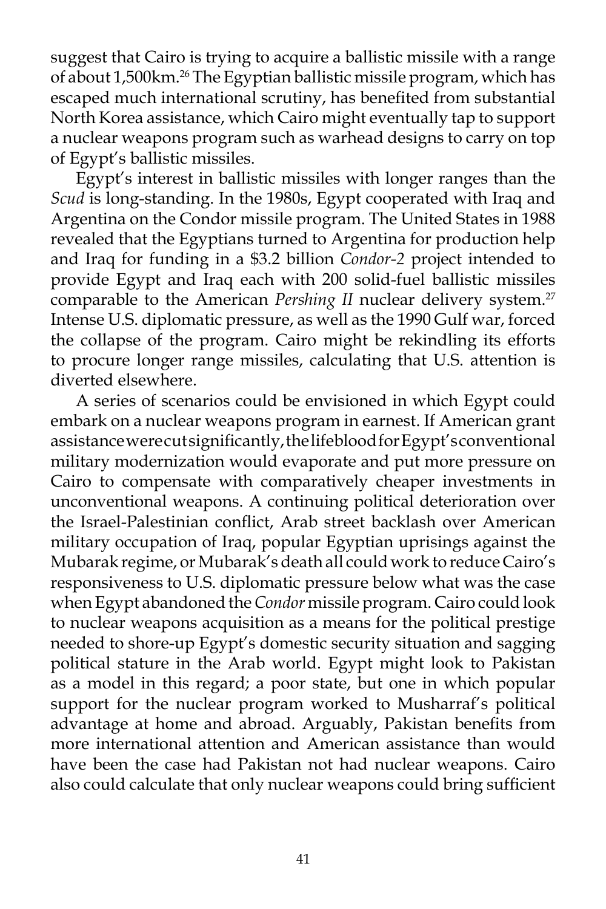suggest that Cairo is trying to acquire a ballistic missile with a range of about 1,500km.[26] The Egyptian ballistic missile program, which has escaped much international scrutiny, has benefited from substantial North Korea assistance, which Cairo might eventually tap to support a nuclear weapons program such as warhead designs to carry on top of Egypt's ballistic missiles.

Egypt's interest in ballistic missiles with longer ranges than the *Scud* is long-standing. In the 1980s, Egypt cooperated with Iraq and Argentina on the Condor missile program. The United States in 1988 revealed that the Egyptians turned to Argentina for production help and Iraq for funding in a $3.2 billion *Condor-2* project intended to provide Egypt and Iraq each with 200 solid-fuel ballistic missiles comparable to the American *Pershing II* nuclear delivery system.[27] Intense U.S. diplomatic pressure, as well as the 1990 Gulf war, forced the collapse of the program. Cairo might be rekindling its efforts to procure longer range missiles, calculating that U.S. attention is diverted elsewhere.

A series of scenarios could be envisioned in which Egypt could embark on a nuclear weapons program in earnest. If American grant assistance were cut significantly, the lifeblood for Egypt's conventional military modernization would evaporate and put more pressure on Cairo to compensate with comparatively cheaper investments in unconventional weapons. A continuing political deterioration over the Israel-Palestinian conflict, Arab street backlash over American military occupation of Iraq, popular Egyptian uprisings against the Mubarak regime, or Mubarak's death all could work to reduce Cairo's responsiveness to U.S. diplomatic pressure below what was the case when Egypt abandoned the *Condor* missile program. Cairo could look to nuclear weapons acquisition as a means for the political prestige needed to shore-up Egypt's domestic security situation and sagging political stature in the Arab world. Egypt might look to Pakistan as a model in this regard; a poor state, but one in which popular support for the nuclear program worked to Musharraf's political advantage at home and abroad. Arguably, Pakistan benefits from more international attention and American assistance than would have been the case had Pakistan not had nuclear weapons. Cairo also could calculate that only nuclear weapons could bring sufficient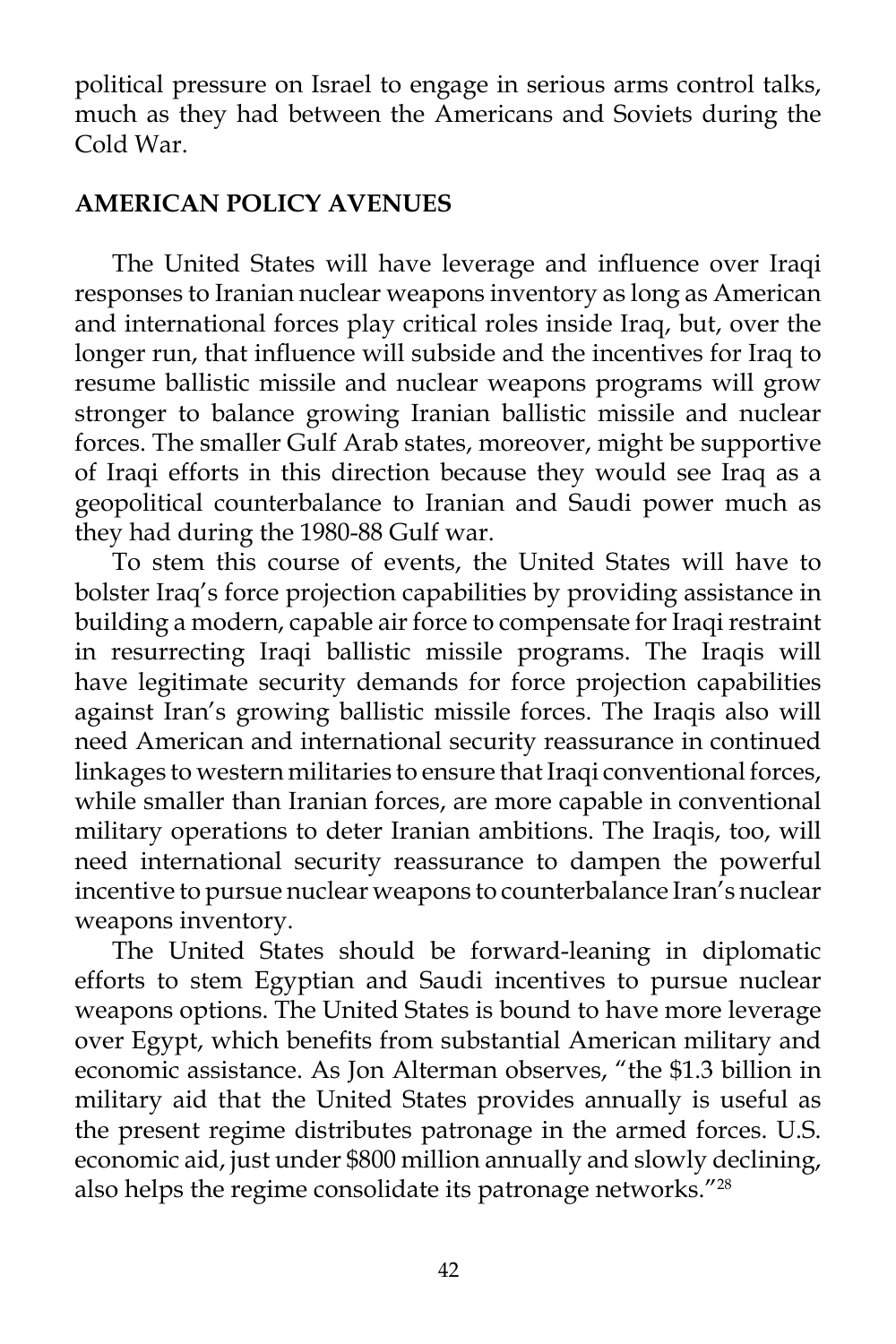political pressure on Israel to engage in serious arms control talks, much as they had between the Americans and Soviets during the Cold War.

**AMERICAN POLICY AVENUES**

The United States will have leverage and influence over Iraqi responses to Iranian nuclear weapons inventory as long as American and international forces play critical roles inside Iraq, but, over the longer run, that influence will subside and the incentives for Iraq to resume ballistic missile and nuclear weapons programs will grow stronger to balance growing Iranian ballistic missile and nuclear forces. The smaller Gulf Arab states, moreover, might be supportive of Iraqi efforts in this direction because they would see Iraq as a geopolitical counterbalance to Iranian and Saudi power much as they had during the 1980-88 Gulf war.

To stem this course of events, the United States will have to bolster Iraq's force projection capabilities by providing assistance in building a modern, capable air force to compensate for Iraqi restraint in resurrecting Iraqi ballistic missile programs. The Iraqis will have legitimate security demands for force projection capabilities against Iran's growing ballistic missile forces. The Iraqis also will need American and international security reassurance in continued linkages to western militaries to ensure that Iraqi conventional forces, while smaller than Iranian forces, are more capable in conventional military operations to deter Iranian ambitions. The Iraqis, too, will need international security reassurance to dampen the powerful incentive to pursue nuclear weapons to counterbalance Iran's nuclear weapons inventory.

The United States should be forward-leaning in diplomatic efforts to stem Egyptian and Saudi incentives to pursue nuclear weapons options. The United States is bound to have more leverage over Egypt, which benefits from substantial American military and economic assistance. As Jon Alterman observes, "the $1.3 billion in military aid that the United States provides annually is useful as the present regime distributes patronage in the armed forces. U.S. economic aid, just under $800 million annually and slowly declining, also helps the regime consolidate its patronage networks."[28]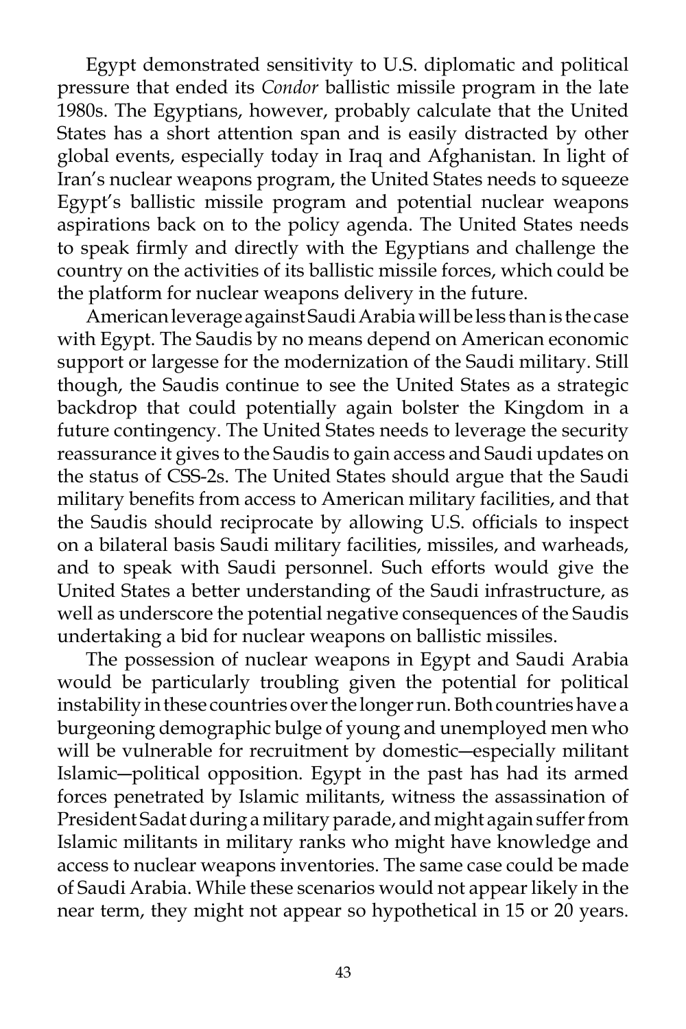Egypt demonstrated sensitivity to U.S. diplomatic and political pressure that ended its *Condor* ballistic missile program in the late 1980s. The Egyptians, however, probably calculate that the United States has a short attention span and is easily distracted by other global events, especially today in Iraq and Afghanistan. In light of Iran's nuclear weapons program, the United States needs to squeeze Egypt's ballistic missile program and potential nuclear weapons aspirations back on to the policy agenda. The United States needs to speak firmly and directly with the Egyptians and challenge the country on the activities of its ballistic missile forces, which could be the platform for nuclear weapons delivery in the future.

American leverage against Saudi Arabia will be less than is the case with Egypt. The Saudis by no means depend on American economic support or largesse for the modernization of the Saudi military. Still though, the Saudis continue to see the United States as a strategic backdrop that could potentially again bolster the Kingdom in a future contingency. The United States needs to leverage the security reassurance it gives to the Saudis to gain access and Saudi updates on the status of CSS-2s. The United States should argue that the Saudi military benefits from access to American military facilities, and that the Saudis should reciprocate by allowing U.S. officials to inspect on a bilateral basis Saudi military facilities, missiles, and warheads, and to speak with Saudi personnel. Such efforts would give the United States a better understanding of the Saudi infrastructure, as well as underscore the potential negative consequences of the Saudis undertaking a bid for nuclear weapons on ballistic missiles.

The possession of nuclear weapons in Egypt and Saudi Arabia would be particularly troubling given the potential for political instability in these countries over the longer run. Both countries have a burgeoning demographic bulge of young and unemployed men who will be vulnerable for recruitment by domestic—especially militant Islamic—political opposition. Egypt in the past has had its armed forces penetrated by Islamic militants, witness the assassination of President Sadat during a military parade, and might again suffer from Islamic militants in military ranks who might have knowledge and access to nuclear weapons inventories. The same case could be made of Saudi Arabia. While these scenarios would not appear likely in the near term, they might not appear so hypothetical in 15 or 20 years.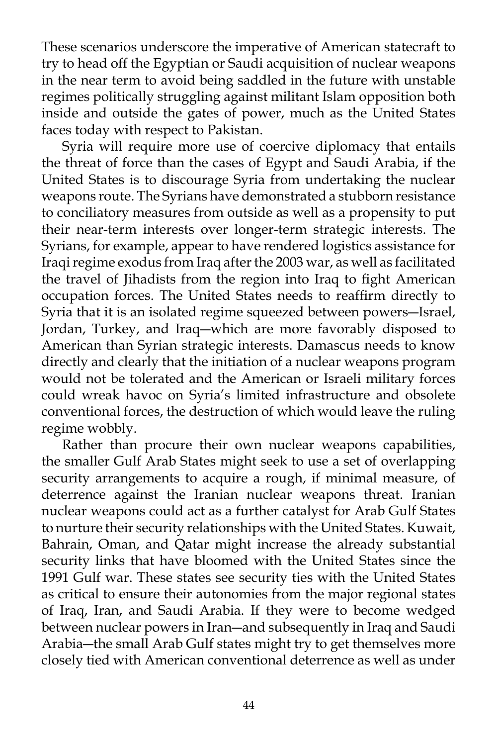These scenarios underscore the imperative of American statecraft to try to head off the Egyptian or Saudi acquisition of nuclear weapons in the near term to avoid being saddled in the future with unstable regimes politically struggling against militant Islam opposition both inside and outside the gates of power, much as the United States faces today with respect to Pakistan.

Syria will require more use of coercive diplomacy that entails the threat of force than the cases of Egypt and Saudi Arabia, if the United States is to discourage Syria from undertaking the nuclear weapons route. The Syrians have demonstrated a stubborn resistance to conciliatory measures from outside as well as a propensity to put their near-term interests over longer-term strategic interests. The Syrians, for example, appear to have rendered logistics assistance for Iraqi regime exodus from Iraq after the 2003 war, as well as facilitated the travel of Jihadists from the region into Iraq to fight American occupation forces. The United States needs to reaffirm directly to Syria that it is an isolated regime squeezed between powers—Israel, Jordan, Turkey, and Iraq—which are more favorably disposed to American than Syrian strategic interests. Damascus needs to know directly and clearly that the initiation of a nuclear weapons program would not be tolerated and the American or Israeli military forces could wreak havoc on Syria's limited infrastructure and obsolete conventional forces, the destruction of which would leave the ruling regime wobbly.

Rather than procure their own nuclear weapons capabilities, the smaller Gulf Arab States might seek to use a set of overlapping security arrangements to acquire a rough, if minimal measure, of deterrence against the Iranian nuclear weapons threat. Iranian nuclear weapons could act as a further catalyst for Arab Gulf States to nurture their security relationships with the United States. Kuwait, Bahrain, Oman, and Qatar might increase the already substantial security links that have bloomed with the United States since the 1991 Gulf war. These states see security ties with the United States as critical to ensure their autonomies from the major regional states of Iraq, Iran, and Saudi Arabia. If they were to become wedged between nuclear powers in Iran—and subsequently in Iraq and Saudi Arabia—the small Arab Gulf states might try to get themselves more closely tied with American conventional deterrence as well as under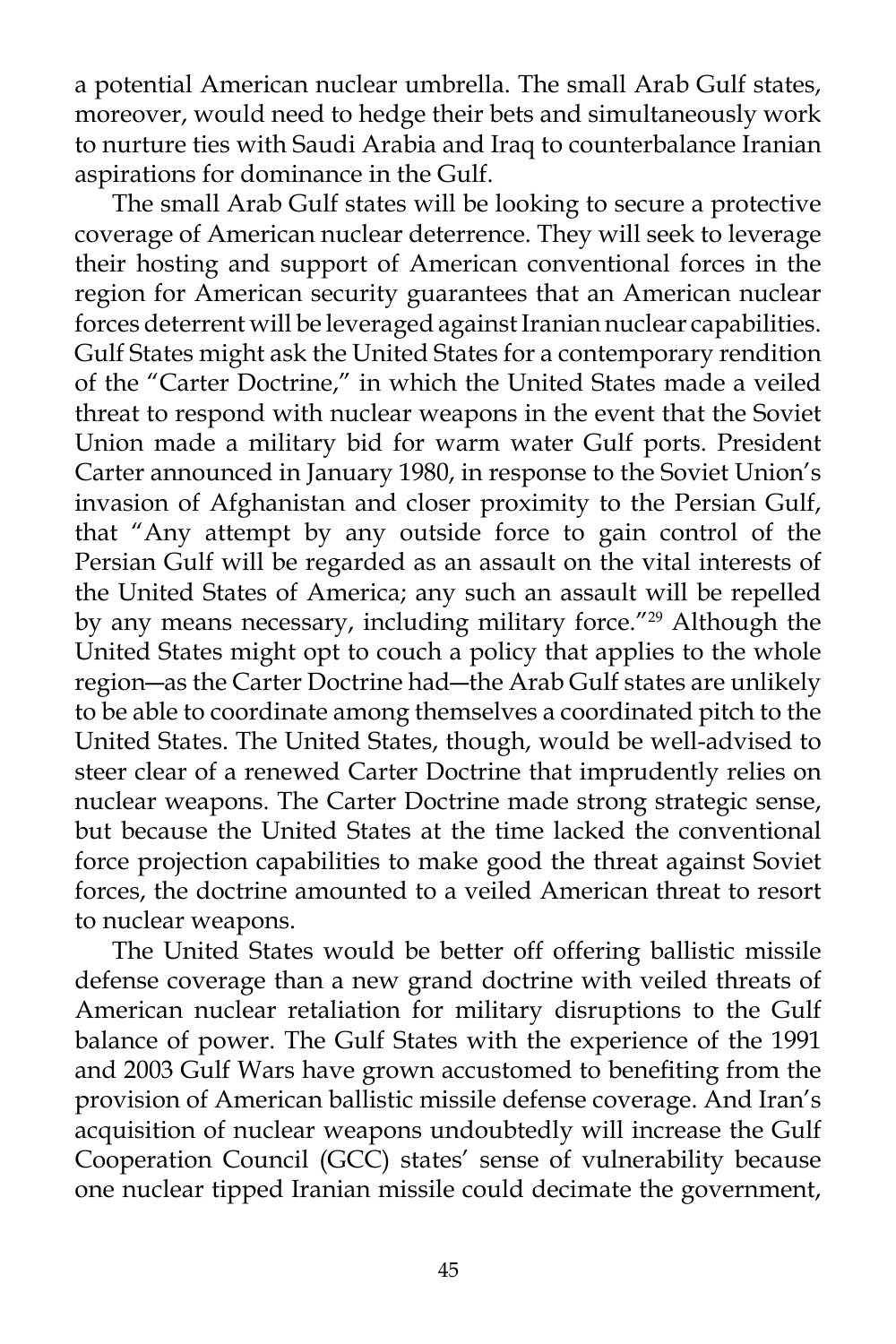a potential American nuclear umbrella. The small Arab Gulf states, moreover, would need to hedge their bets and simultaneously work to nurture ties with Saudi Arabia and Iraq to counterbalance Iranian aspirations for dominance in the Gulf.

The small Arab Gulf states will be looking to secure a protective coverage of American nuclear deterrence. They will seek to leverage their hosting and support of American conventional forces in the region for American security guarantees that an American nuclear forces deterrent will be leveraged against Iranian nuclear capabilities. Gulf States might ask the United States for a contemporary rendition of the "Carter Doctrine," in which the United States made a veiled threat to respond with nuclear weapons in the event that the Soviet Union made a military bid for warm water Gulf ports. President Carter announced in January 1980, in response to the Soviet Union's invasion of Afghanistan and closer proximity to the Persian Gulf, that "Any attempt by any outside force to gain control of the Persian Gulf will be regarded as an assault on the vital interests of the United States of America; any such an assault will be repelled by any means necessary, including military force."[29] Although the United States might opt to couch a policy that applies to the whole region—as the Carter Doctrine had—the Arab Gulf states are unlikely to be able to coordinate among themselves a coordinated pitch to the United States. The United States, though, would be well-advised to steer clear of a renewed Carter Doctrine that imprudently relies on nuclear weapons. The Carter Doctrine made strong strategic sense, but because the United States at the time lacked the conventional force projection capabilities to make good the threat against Soviet forces, the doctrine amounted to a veiled American threat to resort to nuclear weapons.

The United States would be better off offering ballistic missile defense coverage than a new grand doctrine with veiled threats of American nuclear retaliation for military disruptions to the Gulf balance of power. The Gulf States with the experience of the 1991 and 2003 Gulf Wars have grown accustomed to benefiting from the provision of American ballistic missile defense coverage. And Iran's acquisition of nuclear weapons undoubtedly will increase the Gulf Cooperation Council (GCC) states' sense of vulnerability because one nuclear tipped Iranian missile could decimate the government,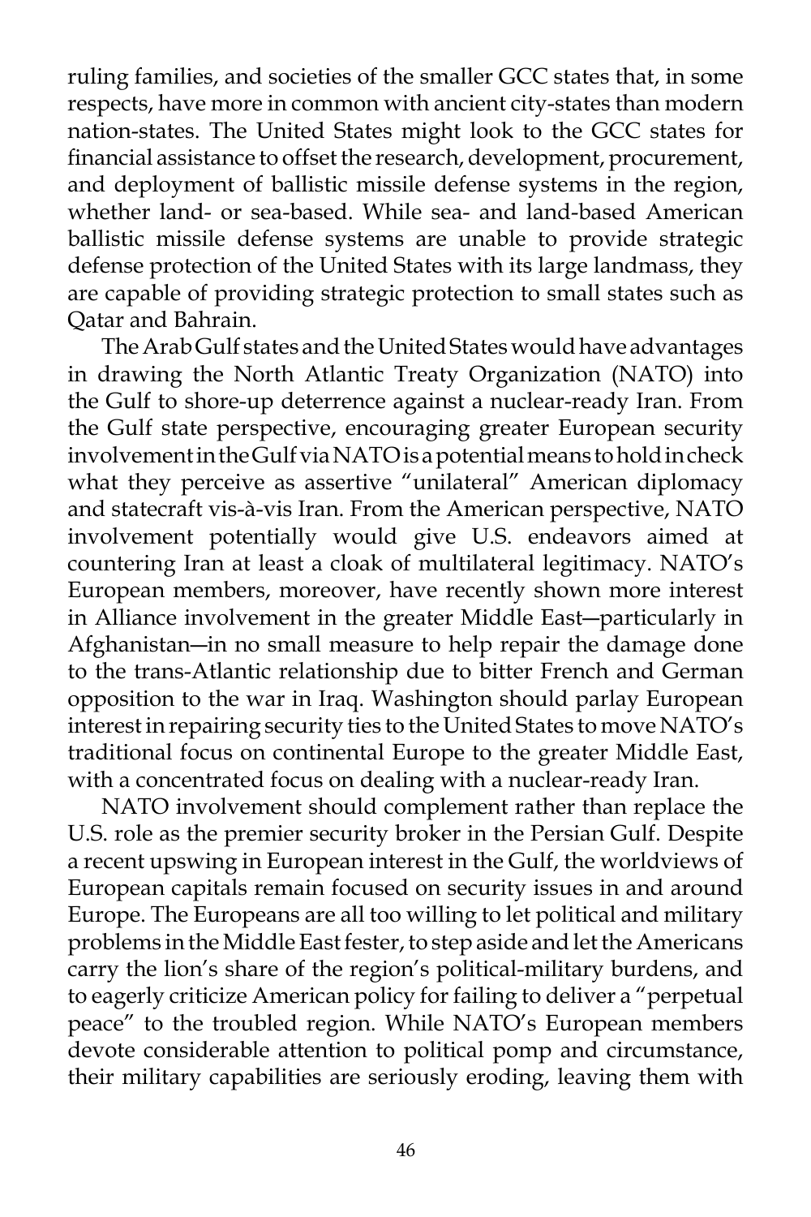ruling families, and societies of the smaller GCC states that, in some respects, have more in common with ancient city-states than modern nation-states. The United States might look to the GCC states for financial assistance to offset the research, development, procurement, and deployment of ballistic missile defense systems in the region, whether land- or sea-based. While sea- and land-based American ballistic missile defense systems are unable to provide strategic defense protection of the United States with its large landmass, they are capable of providing strategic protection to small states such as Qatar and Bahrain.

The Arab Gulf states and the United States would have advantages in drawing the North Atlantic Treaty Organization (NATO) into the Gulf to shore-up deterrence against a nuclear-ready Iran. From the Gulf state perspective, encouraging greater European security involvement in the Gulf via NATO is a potential means to hold in check what they perceive as assertive "unilateral" American diplomacy and statecraft vis-à-vis Iran. From the American perspective, NATO involvement potentially would give U.S. endeavors aimed at countering Iran at least a cloak of multilateral legitimacy. NATO's European members, moreover, have recently shown more interest in Alliance involvement in the greater Middle East—particularly in Afghanistan—in no small measure to help repair the damage done to the trans-Atlantic relationship due to bitter French and German opposition to the war in Iraq. Washington should parlay European interest in repairing security ties to the United States to move NATO's traditional focus on continental Europe to the greater Middle East, with a concentrated focus on dealing with a nuclear-ready Iran.

NATO involvement should complement rather than replace the U.S. role as the premier security broker in the Persian Gulf. Despite a recent upswing in European interest in the Gulf, the worldviews of European capitals remain focused on security issues in and around Europe. The Europeans are all too willing to let political and military problems in the Middle East fester, to step aside and let the Americans carry the lion's share of the region's political-military burdens, and to eagerly criticize American policy for failing to deliver a "perpetual peace" to the troubled region. While NATO's European members devote considerable attention to political pomp and circumstance, their military capabilities are seriously eroding, leaving them with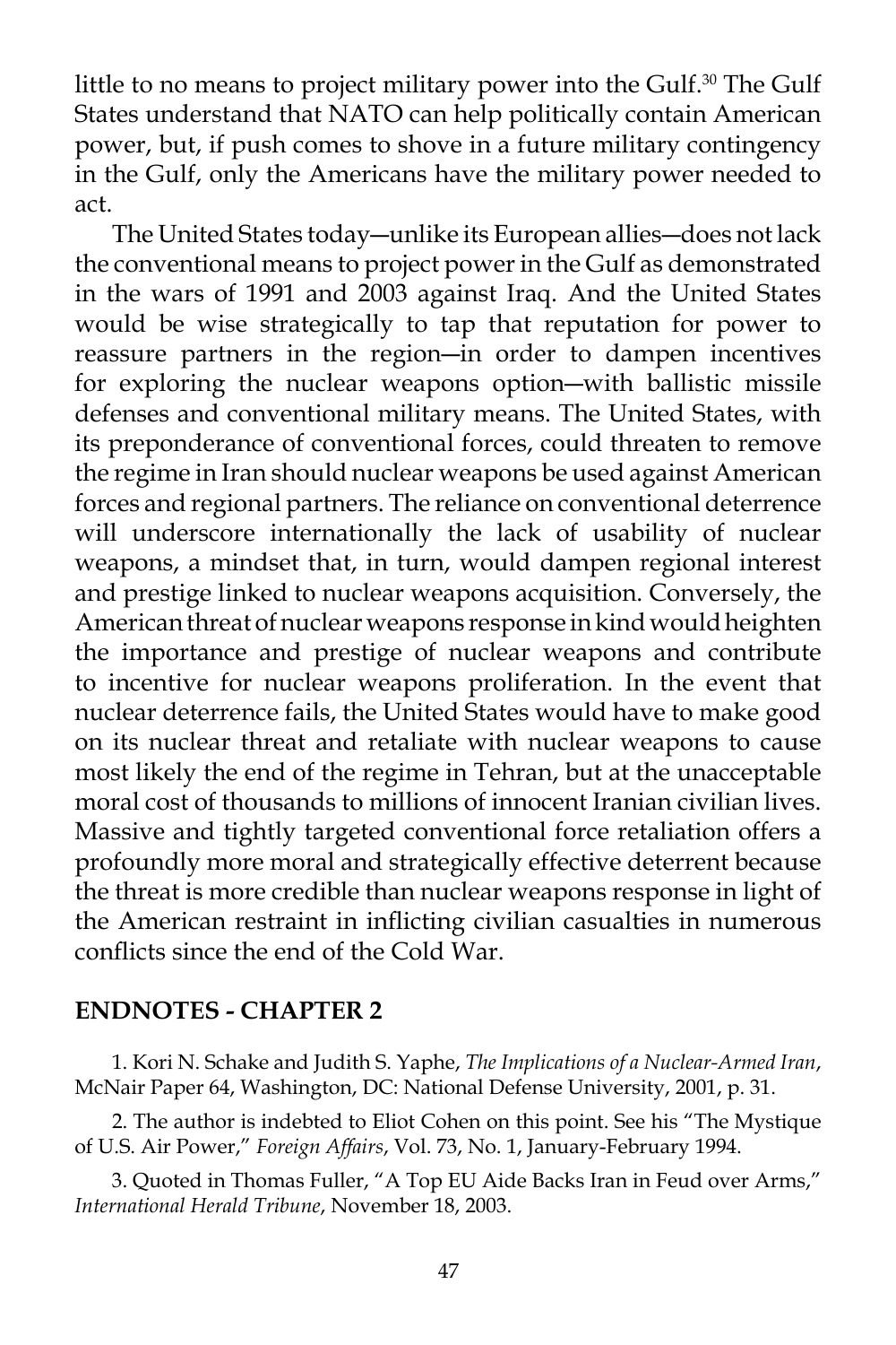little to no means to project military power into the Gulf.[30] The Gulf States understand that NATO can help politically contain American power, but, if push comes to shove in a future military contingency in the Gulf, only the Americans have the military power needed to act.

The United States today—unlike its European allies—does not lack the conventional means to project power in the Gulf as demonstrated in the wars of 1991 and 2003 against Iraq. And the United States would be wise strategically to tap that reputation for power to reassure partners in the region—in order to dampen incentives for exploring the nuclear weapons option—with ballistic missile defenses and conventional military means. The United States, with its preponderance of conventional forces, could threaten to remove the regime in Iran should nuclear weapons be used against American forces and regional partners. The reliance on conventional deterrence will underscore internationally the lack of usability of nuclear weapons, a mindset that, in turn, would dampen regional interest and prestige linked to nuclear weapons acquisition. Conversely, the American threat of nuclear weapons response in kind would heighten the importance and prestige of nuclear weapons and contribute to incentive for nuclear weapons proliferation. In the event that nuclear deterrence fails, the United States would have to make good on its nuclear threat and retaliate with nuclear weapons to cause most likely the end of the regime in Tehran, but at the unacceptable moral cost of thousands to millions of innocent Iranian civilian lives. Massive and tightly targeted conventional force retaliation offers a profoundly more moral and strategically effective deterrent because the threat is more credible than nuclear weapons response in light of the American restraint in inflicting civilian casualties in numerous conflicts since the end of the Cold War.

## ENDNOTES - CHAPTER 2

1. Kori N. Schake and Judith S. Yaphe, *The Implications of a Nuclear-Armed Iran*, McNair Paper 64, Washington, DC: National Defense University, 2001, p. 31.

2. The author is indebted to Eliot Cohen on this point. See his "The Mystique of U.S. Air Power," *Foreign Affairs*, Vol. 73, No. 1, January-February 1994.

3. Quoted in Thomas Fuller, "A Top EU Aide Backs Iran in Feud over Arms," *International Herald Tribune*, November 18, 2003.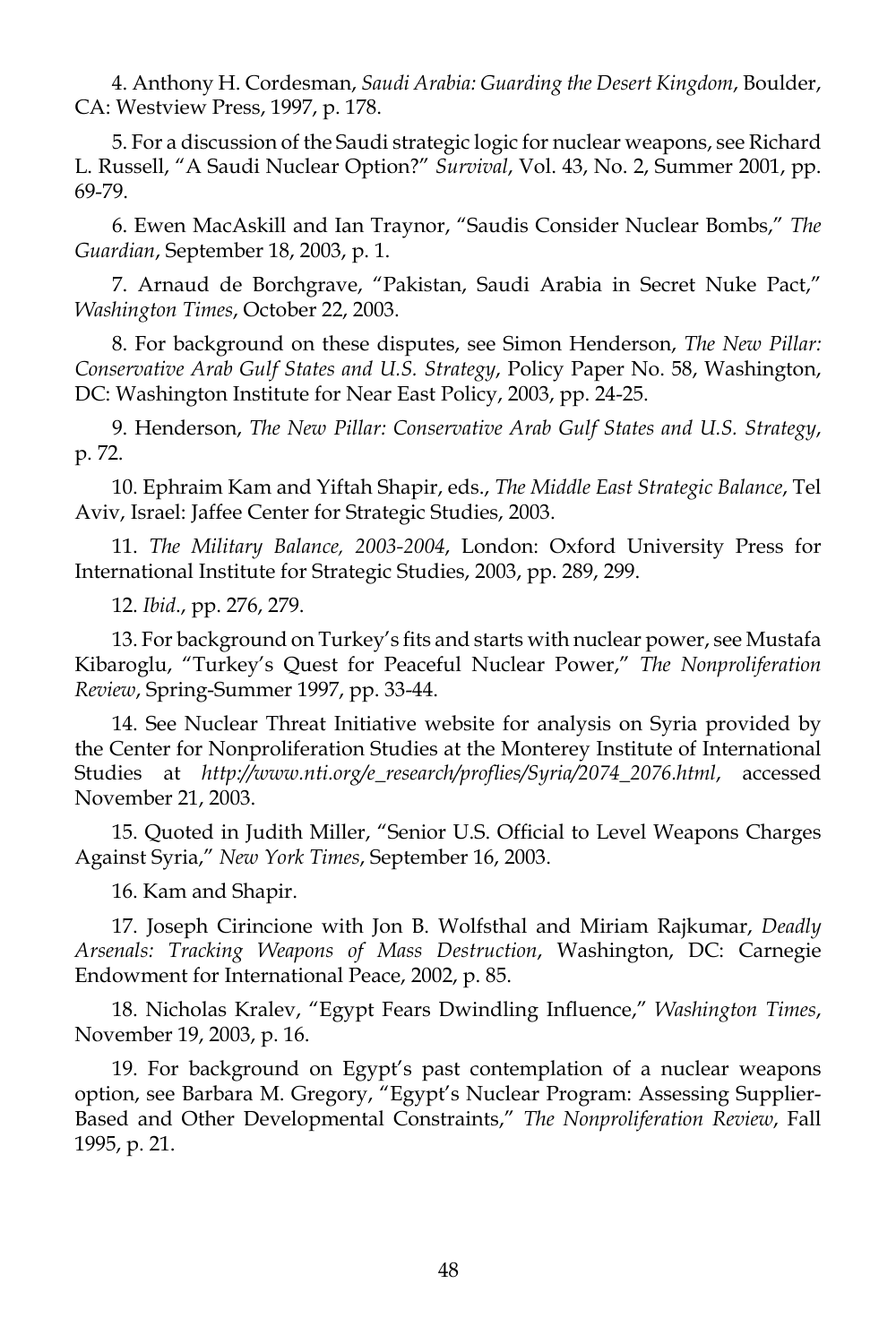4. Anthony H. Cordesman, *Saudi Arabia: Guarding the Desert Kingdom*, Boulder, CA: Westview Press, 1997, p. 178.

5. For a discussion of the Saudi strategic logic for nuclear weapons, see Richard L. Russell, "A Saudi Nuclear Option?" *Survival*, Vol. 43, No. 2, Summer 2001, pp. 69-79.

6. Ewen MacAskill and Ian Traynor, "Saudis Consider Nuclear Bombs," *The Guardian*, September 18, 2003, p. 1.

7. Arnaud de Borchgrave, "Pakistan, Saudi Arabia in Secret Nuke Pact," *Washington Times*, October 22, 2003.

8. For background on these disputes, see Simon Henderson, *The New Pillar: Conservative Arab Gulf States and U.S. Strategy*, Policy Paper No. 58, Washington, DC: Washington Institute for Near East Policy, 2003, pp. 24-25.

9. Henderson, *The New Pillar: Conservative Arab Gulf States and U.S. Strategy*, p. 72.

10. Ephraim Kam and Yiftah Shapir, eds., *The Middle East Strategic Balance*, Tel Aviv, Israel: Jaffee Center for Strategic Studies, 2003.

11. *The Military Balance, 2003-2004*, London: Oxford University Press for International Institute for Strategic Studies, 2003, pp. 289, 299.

12. *Ibid*., pp. 276, 279.

13. For background on Turkey's fits and starts with nuclear power, see Mustafa Kibaroglu, "Turkey's Quest for Peaceful Nuclear Power," *The Nonproliferation Review*, Spring-Summer 1997, pp. 33-44.

14. See Nuclear Threat Initiative website for analysis on Syria provided by the Center for Nonproliferation Studies at the Monterey Institute of International Studies at *http://www.nti.org/e_research/proflies/Syria/2074_2076.html*, accessed November 21, 2003.

15. Quoted in Judith Miller, "Senior U.S. Official to Level Weapons Charges Against Syria," *New York Times*, September 16, 2003.

16. Kam and Shapir.

17. Joseph Cirincione with Jon B. Wolfsthal and Miriam Rajkumar, *Deadly Arsenals: Tracking Weapons of Mass Destruction*, Washington, DC: Carnegie Endowment for International Peace, 2002, p. 85.

18. Nicholas Kralev, "Egypt Fears Dwindling Influence," *Washington Times*, November 19, 2003, p. 16.

19. For background on Egypt's past contemplation of a nuclear weapons option, see Barbara M. Gregory, "Egypt's Nuclear Program: Assessing Supplier-Based and Other Developmental Constraints," *The Nonproliferation Review*, Fall 1995, p. 21.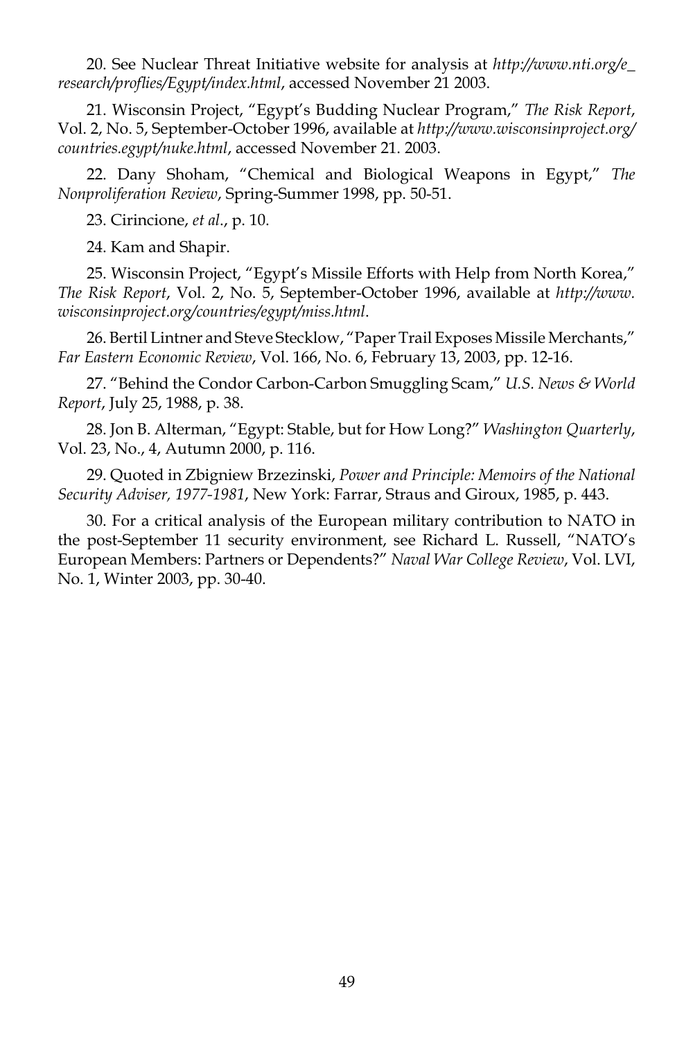20. See Nuclear Threat Initiative website for analysis at *http://www.nti.org/e_research/proflies/Egypt/index.html*, accessed November 21 2003.

21. Wisconsin Project, "Egypt's Budding Nuclear Program," *The Risk Report*, Vol. 2, No. 5, September-October 1996, available at *http://www.wisconsinproject.org/countries.egypt/nuke.html*, accessed November 21. 2003.

22. Dany Shoham, "Chemical and Biological Weapons in Egypt," *The Nonproliferation Review*, Spring-Summer 1998, pp. 50-51.

23. Cirincione, *et al*., p. 10.

24. Kam and Shapir.

25. Wisconsin Project, "Egypt's Missile Efforts with Help from North Korea," *The Risk Report*, Vol. 2, No. 5, September-October 1996, available at *http://www.wisconsinproject.org/countries/egypt/miss.html*.

26. Bertil Lintner and Steve Stecklow, "Paper Trail Exposes Missile Merchants," *Far Eastern Economic Review*, Vol. 166, No. 6, February 13, 2003, pp. 12-16.

27. "Behind the Condor Carbon-Carbon Smuggling Scam," *U.S. News & World Report*, July 25, 1988, p. 38.

28. Jon B. Alterman, "Egypt: Stable, but for How Long?" *Washington Quarterly*, Vol. 23, No., 4, Autumn 2000, p. 116.

29. Quoted in Zbigniew Brzezinski, *Power and Principle: Memoirs of the National Security Adviser, 1977-1981*, New York: Farrar, Straus and Giroux, 1985, p. 443.

30. For a critical analysis of the European military contribution to NATO in the post-September 11 security environment, see Richard L. Russell, "NATO's European Members: Partners or Dependents?" *Naval War College Review*, Vol. LVI, No. 1, Winter 2003, pp. 30-40.